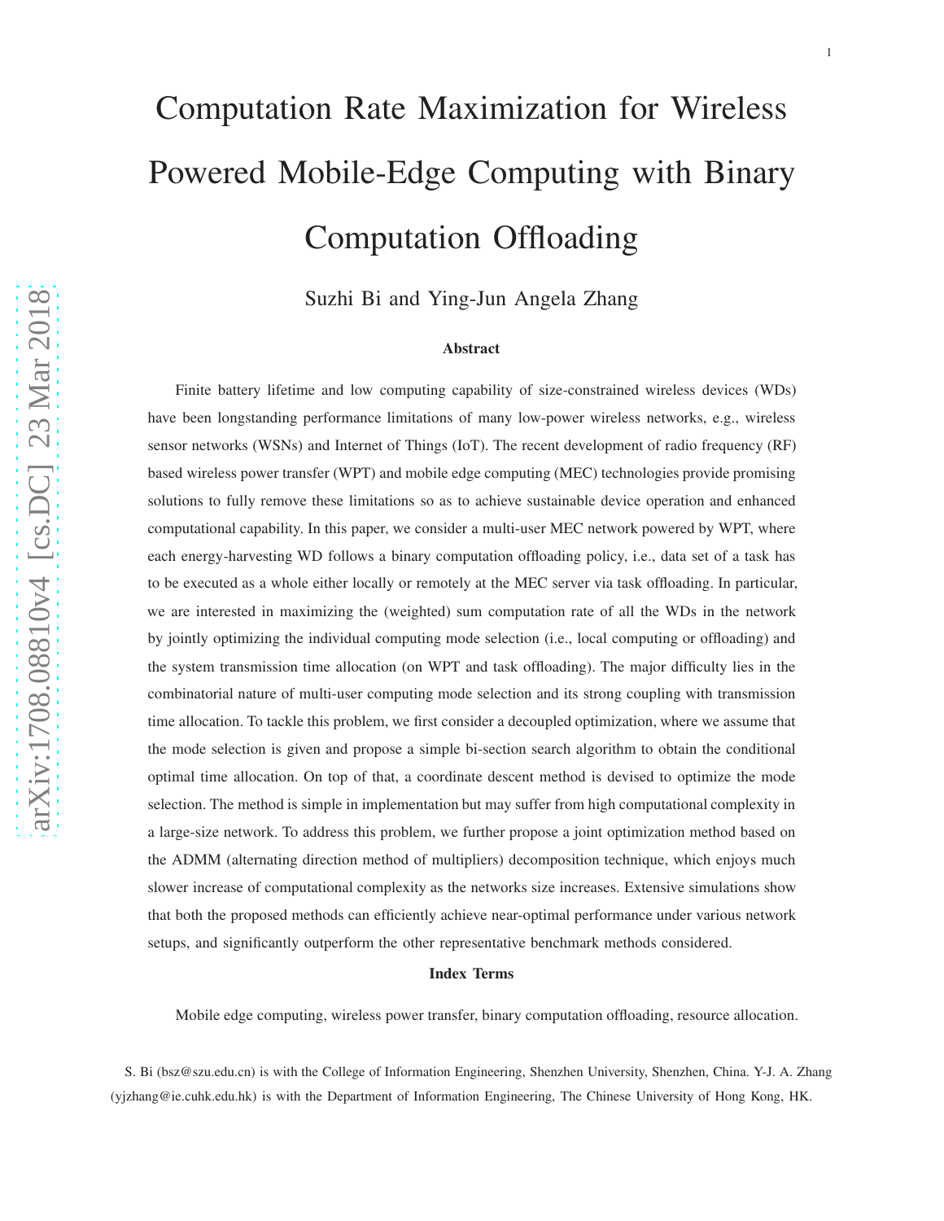# Computation Rate Maximization for Wireless Powered Mobile-Edge Computing with Binary Computation Offloading

Suzhi Bi and Ying-Jun Angela Zhang

### Abstract

Finite battery lifetime and low computing capability of size-constrained wireless devices (WDs) have been longstanding performance limitations of many low-power wireless networks, e.g., wireless sensor networks (WSNs) and Internet of Things (IoT). The recent development of radio frequency (RF) based wireless power transfer (WPT) and mobile edge computing (MEC) technologies provide promising solutions to fully remove these limitations so as to achieve sustainable device operation and enhanced computational capability. In this paper, we consider a multi-user MEC network powered by WPT, where each energy-harvesting WD follows a binary computation offloading policy, i.e., data set of a task has to be executed as a whole either locally or remotely at the MEC server via task offloading. In particular, we are interested in maximizing the (weighted) sum computation rate of all the WDs in the network by jointly optimizing the individual computing mode selection (i.e., local computing or offloading) and the system transmission time allocation (on WPT and task offloading). The major difficulty lies in the combinatorial nature of multi-user computing mode selection and its strong coupling with transmission time allocation. To tackle this problem, we first consider a decoupled optimization, where we assume that the mode selection is given and propose a simple bi-section search algorithm to obtain the conditional optimal time allocation. On top of that, a coordinate descent method is devised to optimize the mode selection. The method is simple in implementation but may suffer from high computational complexity in a large-size network. To address this problem, we further propose a joint optimization method based on the ADMM (alternating direction method of multipliers) decomposition technique, which enjoys much slower increase of computational complexity as the networks size increases. Extensive simulations show that both the proposed methods can efficiently achieve near-optimal performance under various network setups, and significantly outperform the other representative benchmark methods considered.

### Index Terms

Mobile edge computing, wireless power transfer, binary computation offloading, resource allocation.

S. Bi (bsz@szu.edu.cn) is with the College of Information Engineering, Shenzhen University, Shenzhen, China. Y-J. A. Zhang (yjzhang@ie.cuhk.edu.hk) is with the Department of Information Engineering, The Chinese University of Hong Kong, HK.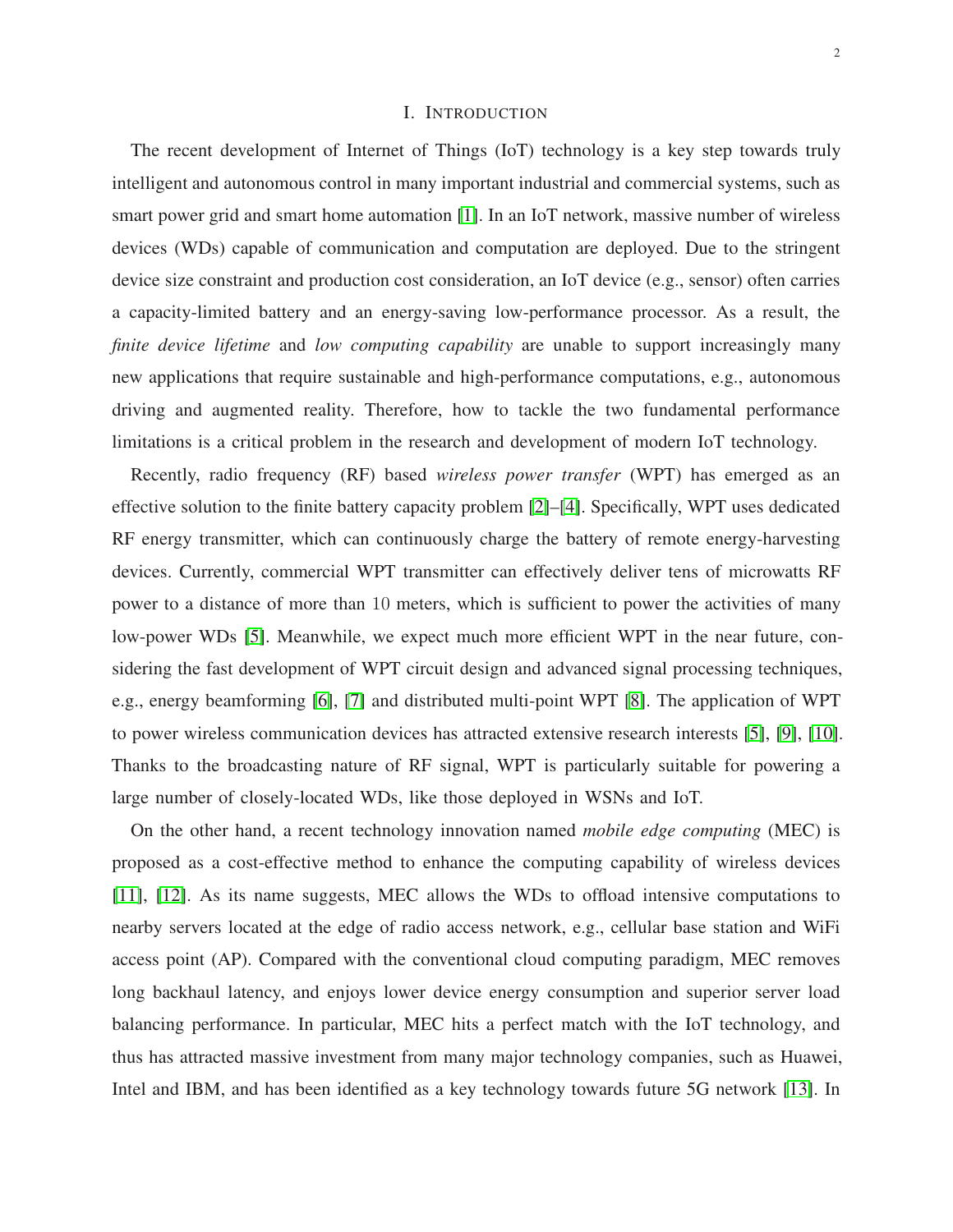# I. Introduction

The recent development of Internet of Things (IoT) technology is a key step towards truly intelligent and autonomous control in many important industrial and commercial systems, such as smart power grid and smart home automation [1]. In an IoT network, massive number of wireless devices (WDs) capable of communication and computation are deployed. Due to the stringent device size constraint and production cost consideration, an IoT device (e.g., sensor) often carries a capacity-limited battery and an energy-saving low-performance processor. As a result, the *finite device lifetime* and *low computing capability* are unable to support increasingly many new applications that require sustainable and high-performance computations, e.g., autonomous driving and augmented reality. Therefore, how to tackle the two fundamental performance limitations is a critical problem in the research and development of modern IoT technology.

Recently, radio frequency (RF) based *wireless power transfer* (WPT) has emerged as an effective solution to the finite battery capacity problem [2]–[4]. Specifically, WPT uses dedicated RF energy transmitter, which can continuously charge the battery of remote energy-harvesting devices. Currently, commercial WPT transmitter can effectively deliver tens of microwatts RF power to a distance of more than $10$ meters, which is sufficient to power the activities of many low-power WDs [5]. Meanwhile, we expect much more efficient WPT in the near future, considering the fast development of WPT circuit design and advanced signal processing techniques, e.g., energy beamforming [6], [7] and distributed multi-point WPT [8]. The application of WPT to power wireless communication devices has attracted extensive research interests [5], [9], [10]. Thanks to the broadcasting nature of RF signal, WPT is particularly suitable for powering a large number of closely-located WDs, like those deployed in WSNs and IoT.

On the other hand, a recent technology innovation named *mobile edge computing* (MEC) is proposed as a cost-effective method to enhance the computing capability of wireless devices [11], [12]. As its name suggests, MEC allows the WDs to offload intensive computations to nearby servers located at the edge of radio access network, e.g., cellular base station and WiFi access point (AP). Compared with the conventional cloud computing paradigm, MEC removes long backhaul latency, and enjoys lower device energy consumption and superior server load balancing performance. In particular, MEC hits a perfect match with the IoT technology, and thus has attracted massive investment from many major technology companies, such as Huawei, Intel and IBM, and has been identified as a key technology towards future 5G network [13]. In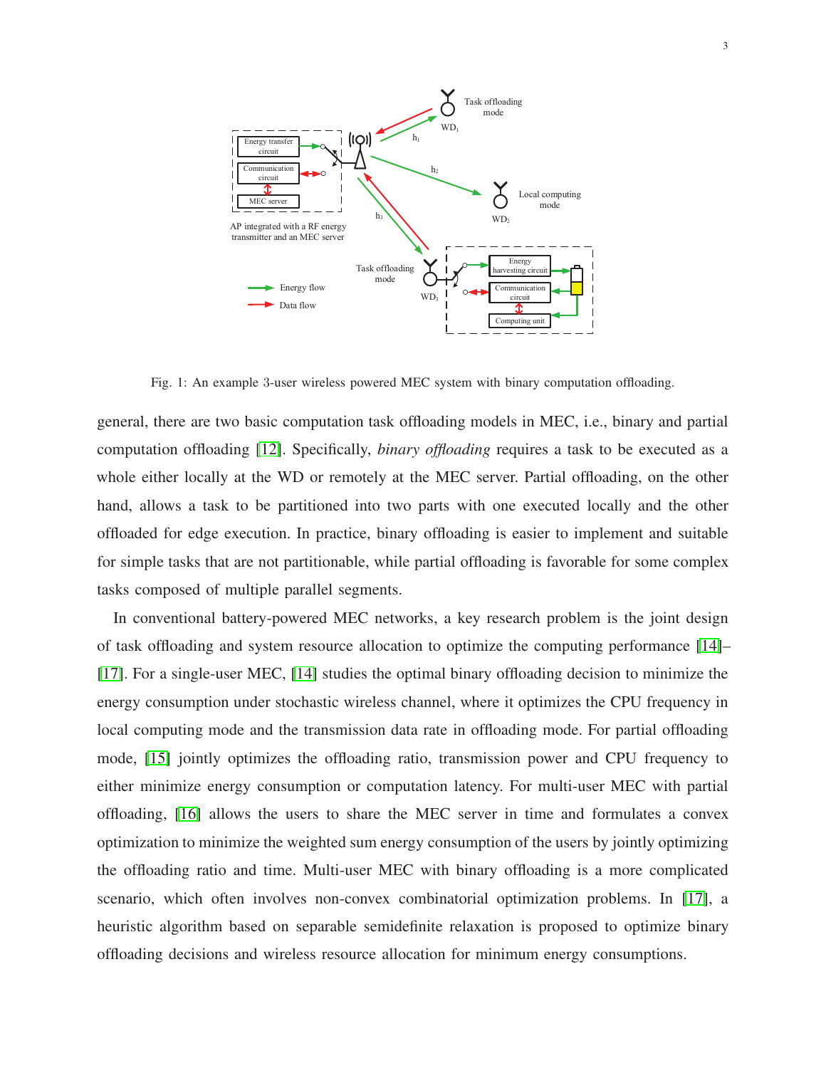Fig. 1: An example 3-user wireless powered MEC system with binary computation offloading.

general, there are two basic computation task offloading models in MEC, i.e., binary and partial computation offloading [12]. Specifically, *binary offloading* requires a task to be executed as a whole either locally at the WD or remotely at the MEC server. Partial offloading, on the other hand, allows a task to be partitioned into two parts with one executed locally and the other offloaded for edge execution. In practice, binary offloading is easier to implement and suitable for simple tasks that are not partitionable, while partial offloading is favorable for some complex tasks composed of multiple parallel segments.

In conventional battery-powered MEC networks, a key research problem is the joint design of task offloading and system resource allocation to optimize the computing performance [14]–[17]. For a single-user MEC, [14] studies the optimal binary offloading decision to minimize the energy consumption under stochastic wireless channel, where it optimizes the CPU frequency in local computing mode and the transmission data rate in offloading mode. For partial offloading mode, [15] jointly optimizes the offloading ratio, transmission power and CPU frequency to either minimize energy consumption or computation latency. For multi-user MEC with partial offloading, [16] allows the users to share the MEC server in time and formulates a convex optimization to minimize the weighted sum energy consumption of the users by jointly optimizing the offloading ratio and time. Multi-user MEC with binary offloading is a more complicated scenario, which often involves non-convex combinatorial optimization problems. In [17], a heuristic algorithm based on separable semidefinite relaxation is proposed to optimize binary offloading decisions and wireless resource allocation for minimum energy consumptions.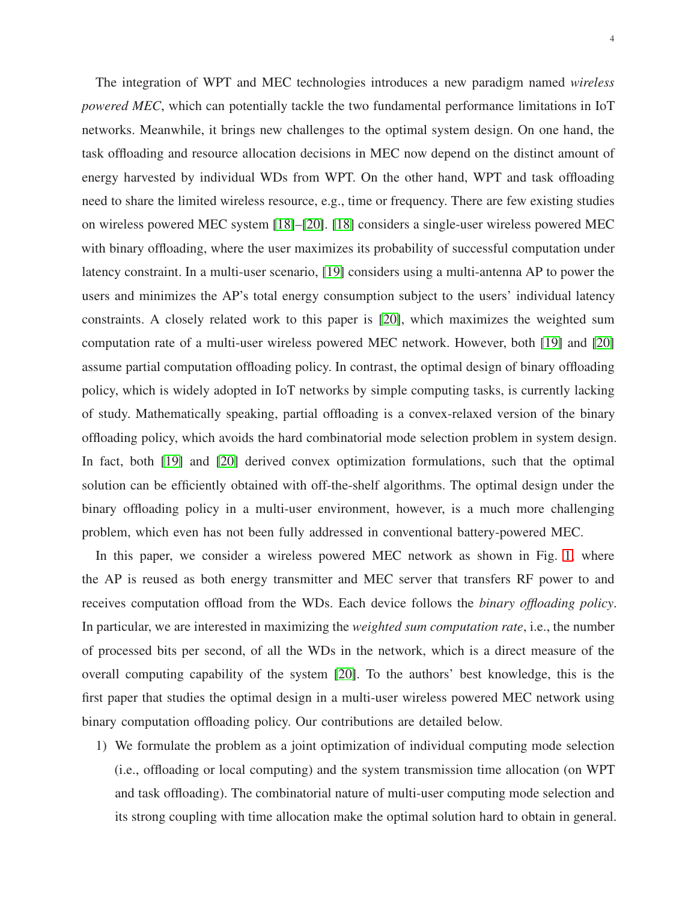The integration of WPT and MEC technologies introduces a new paradigm named *wireless powered MEC*, which can potentially tackle the two fundamental performance limitations in IoT networks. Meanwhile, it brings new challenges to the optimal system design. On one hand, the task offloading and resource allocation decisions in MEC now depend on the distinct amount of energy harvested by individual WDs from WPT. On the other hand, WPT and task offloading need to share the limited wireless resource, e.g., time or frequency. There are few existing studies on wireless powered MEC system [18]–[20]. [18] considers a single-user wireless powered MEC with binary offloading, where the user maximizes its probability of successful computation under latency constraint. In a multi-user scenario, [19] considers using a multi-antenna AP to power the users and minimizes the AP's total energy consumption subject to the users' individual latency constraints. A closely related work to this paper is [20], which maximizes the weighted sum computation rate of a multi-user wireless powered MEC network. However, both [19] and [20] assume partial computation offloading policy. In contrast, the optimal design of binary offloading policy, which is widely adopted in IoT networks by simple computing tasks, is currently lacking of study. Mathematically speaking, partial offloading is a convex-relaxed version of the binary offloading policy, which avoids the hard combinatorial mode selection problem in system design. In fact, both [19] and [20] derived convex optimization formulations, such that the optimal solution can be efficiently obtained with off-the-shelf algorithms. The optimal design under the binary offloading policy in a multi-user environment, however, is a much more challenging problem, which even has not been fully addressed in conventional battery-powered MEC.

In this paper, we consider a wireless powered MEC network as shown in Fig. 1, where the AP is reused as both energy transmitter and MEC server that transfers RF power to and receives computation offload from the WDs. Each device follows the *binary offloading policy*. In particular, we are interested in maximizing the *weighted sum computation rate*, i.e., the number of processed bits per second, of all the WDs in the network, which is a direct measure of the overall computing capability of the system [20]. To the authors' best knowledge, this is the first paper that studies the optimal design in a multi-user wireless powered MEC network using binary computation offloading policy. Our contributions are detailed below.

1) We formulate the problem as a joint optimization of individual computing mode selection (i.e., offloading or local computing) and the system transmission time allocation (on WPT and task offloading). The combinatorial nature of multi-user computing mode selection and its strong coupling with time allocation make the optimal solution hard to obtain in general.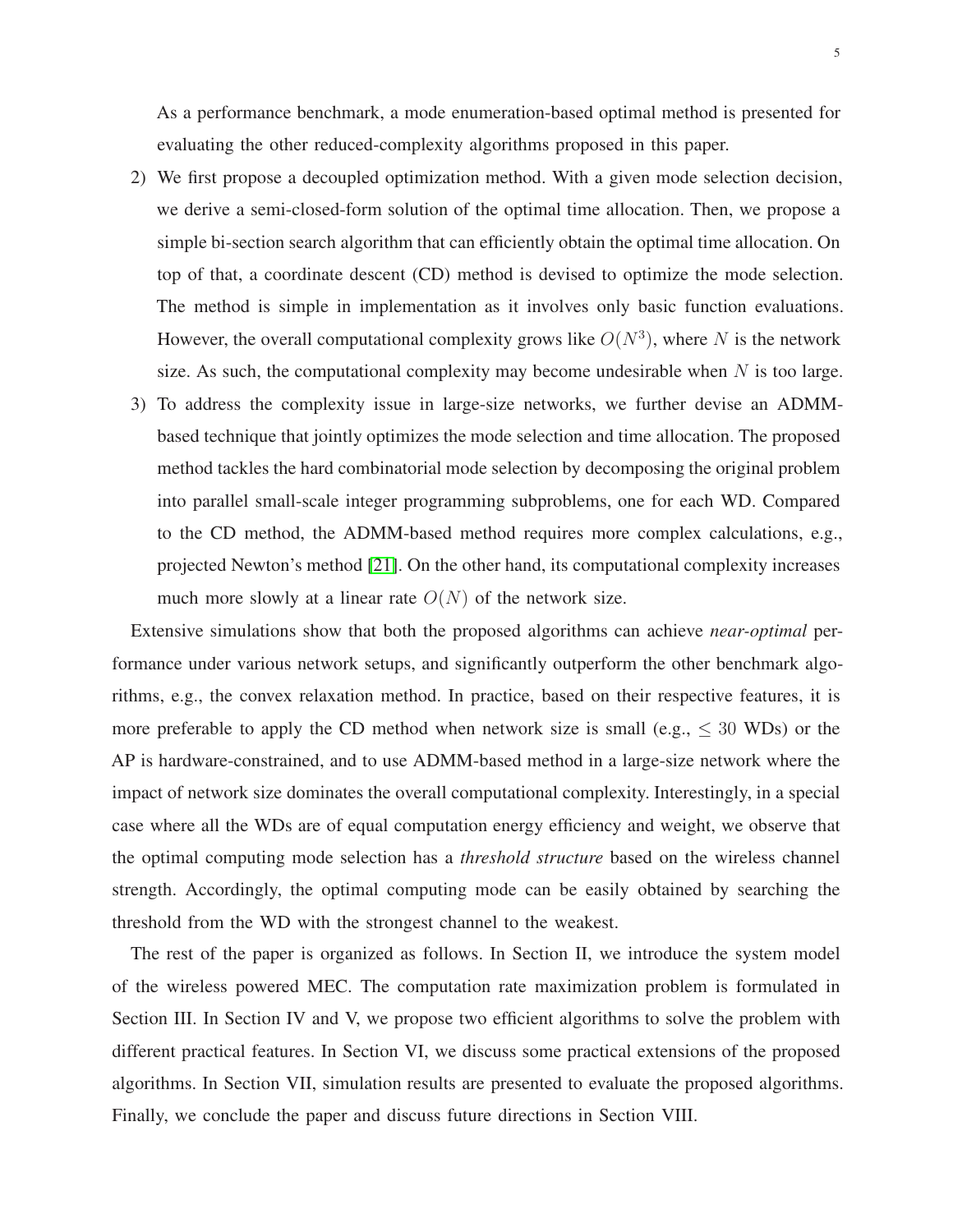As a performance benchmark, a mode enumeration-based optimal method is presented for evaluating the other reduced-complexity algorithms proposed in this paper.

2) We first propose a decoupled optimization method. With a given mode selection decision, we derive a semi-closed-form solution of the optimal time allocation. Then, we propose a simple bi-section search algorithm that can efficiently obtain the optimal time allocation. On top of that, a coordinate descent (CD) method is devised to optimize the mode selection. The method is simple in implementation as it involves only basic function evaluations. However, the overall computational complexity grows like $O(N^3)$, where $N$ is the network size. As such, the computational complexity may become undesirable when $N$ is too large.
3) To address the complexity issue in large-size networks, we further devise an ADMM-based technique that jointly optimizes the mode selection and time allocation. The proposed method tackles the hard combinatorial mode selection by decomposing the original problem into parallel small-scale integer programming subproblems, one for each WD. Compared to the CD method, the ADMM-based method requires more complex calculations, e.g., projected Newton's method [21]. On the other hand, its computational complexity increases much more slowly at a linear rate $O(N)$ of the network size.

Extensive simulations show that both the proposed algorithms can achieve *near-optimal* performance under various network setups, and significantly outperform the other benchmark algorithms, e.g., the convex relaxation method. In practice, based on their respective features, it is more preferable to apply the CD method when network size is small (e.g., $\leq 30$ WDs) or the AP is hardware-constrained, and to use ADMM-based method in a large-size network where the impact of network size dominates the overall computational complexity. Interestingly, in a special case where all the WDs are of equal computation energy efficiency and weight, we observe that the optimal computing mode selection has a *threshold structure* based on the wireless channel strength. Accordingly, the optimal computing mode can be easily obtained by searching the threshold from the WD with the strongest channel to the weakest.

The rest of the paper is organized as follows. In Section II, we introduce the system model of the wireless powered MEC. The computation rate maximization problem is formulated in Section III. In Section IV and V, we propose two efficient algorithms to solve the problem with different practical features. In Section VI, we discuss some practical extensions of the proposed algorithms. In Section VII, simulation results are presented to evaluate the proposed algorithms. Finally, we conclude the paper and discuss future directions in Section VIII.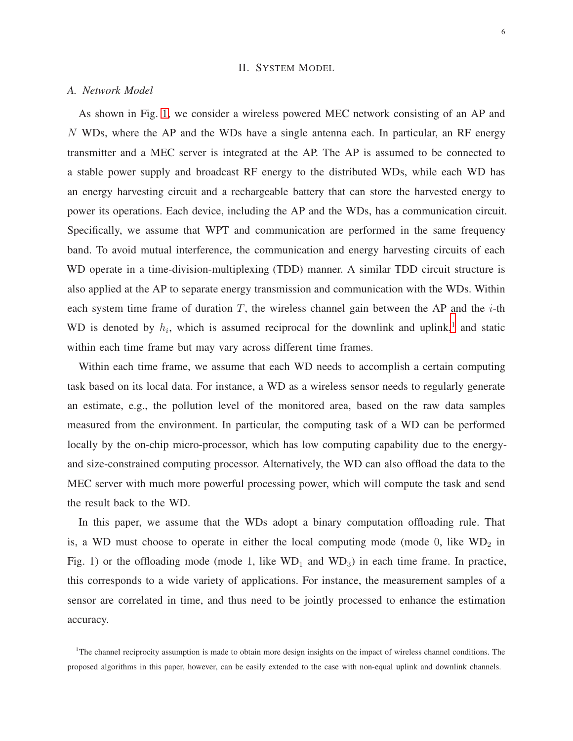## II. System Model

### A. Network Model

As shown in Fig. 1, we consider a wireless powered MEC network consisting of an AP and $N$ WDs, where the AP and the WDs have a single antenna each. In particular, an RF energy transmitter and a MEC server is integrated at the AP. The AP is assumed to be connected to a stable power supply and broadcast RF energy to the distributed WDs, while each WD has an energy harvesting circuit and a rechargeable battery that can store the harvested energy to power its operations. Each device, including the AP and the WDs, has a communication circuit. Specifically, we assume that WPT and communication are performed in the same frequency band. To avoid mutual interference, the communication and energy harvesting circuits of each WD operate in a time-division-multiplexing (TDD) manner. A similar TDD circuit structure is also applied at the AP to separate energy transmission and communication with the WDs. Within each system time frame of duration $T$, the wireless channel gain between the AP and the $i$-th WD is denoted by $h_i$, which is assumed reciprocal for the downlink and uplink,[1] and static within each time frame but may vary across different time frames.

Within each time frame, we assume that each WD needs to accomplish a certain computing task based on its local data. For instance, a WD as a wireless sensor needs to regularly generate an estimate, e.g., the pollution level of the monitored area, based on the raw data samples measured from the environment. In particular, the computing task of a WD can be performed locally by the on-chip micro-processor, which has low computing capability due to the energy- and size-constrained computing processor. Alternatively, the WD can also offload the data to the MEC server with much more powerful processing power, which will compute the task and send the result back to the WD.

In this paper, we assume that the WDs adopt a binary computation offloading rule. That is, a WD must choose to operate in either the local computing mode (mode $0$, like $\text{WD}_2$ in Fig. 1) or the offloading mode (mode $1$, like $\text{WD}_1$ and $\text{WD}_3$) in each time frame. In practice, this corresponds to a wide variety of applications. For instance, the measurement samples of a sensor are correlated in time, and thus need to be jointly processed to enhance the estimation accuracy.

[1] The channel reciprocity assumption is made to obtain more design insights on the impact of wireless channel conditions. The proposed algorithms in this paper, however, can be easily extended to the case with non-equal uplink and downlink channels.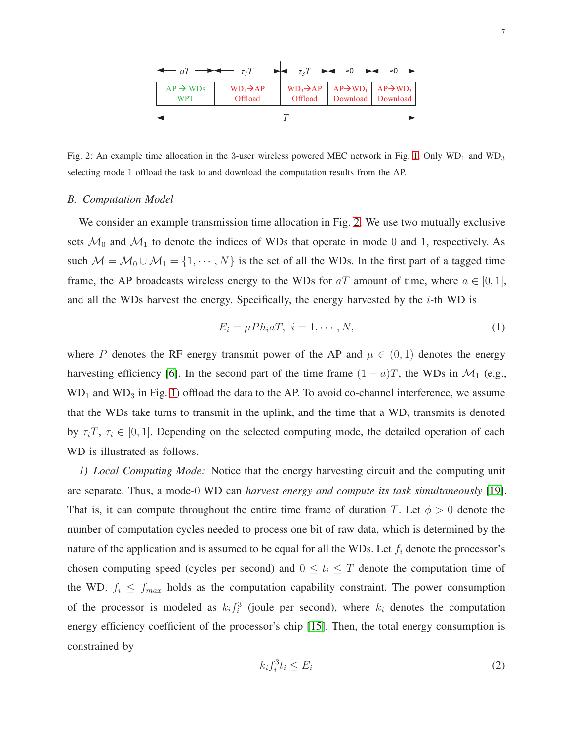| $aT$ | $\tau_1 T$ | $\tau_3 T$ | $\approx 0$ | $\approx 0$ |
|---|---|---|---|---|
| AP → WDs WPT | $WD_1$ → AP Offload | $WD_3$ → AP Offload | AP → $WD_1$ Download | AP → $WD_3$ Download |

$T$

Fig. 2: An example time allocation in the 3-user wireless powered MEC network in Fig. 1. Only $WD_1$ and $WD_3$ selecting mode 1 offload the task to and download the computation results from the AP.

### B. Computation Model

We consider an example transmission time allocation in Fig. 2. We use two mutually exclusive sets $\mathcal{M}_0$ and $\mathcal{M}_1$ to denote the indices of WDs that operate in mode 0 and 1, respectively. As such $\mathcal{M} = \mathcal{M}_0 \cup \mathcal{M}_1 = \{1, \cdots, N\}$ is the set of all the WDs. In the first part of a tagged time frame, the AP broadcasts wireless energy to the WDs for $aT$ amount of time, where $a \in [0, 1]$, and all the WDs harvest the energy. Specifically, the energy harvested by the $i$-th WD is

$$E_i = \mu P h_i a T, \ i = 1, \cdots, N, \tag{1}$$

where $P$ denotes the RF energy transmit power of the AP and $\mu \in (0, 1)$ denotes the energy harvesting efficiency [6]. In the second part of the time frame $(1 - a)T$, the WDs in $\mathcal{M}_1$ (e.g., $WD_1$ and $WD_3$ in Fig. 1) offload the data to the AP. To avoid co-channel interference, we assume that the WDs take turns to transmit in the uplink, and the time that a $WD_i$ transmits is denoted by $\tau_i T$, $\tau_i \in [0, 1]$. Depending on the selected computing mode, the detailed operation of each WD is illustrated as follows.

*1) Local Computing Mode:* Notice that the energy harvesting circuit and the computing unit are separate. Thus, a mode-0 WD can *harvest energy and compute its task simultaneously* [19]. That is, it can compute throughout the entire time frame of duration $T$. Let $\phi > 0$ denote the number of computation cycles needed to process one bit of raw data, which is determined by the nature of the application and is assumed to be equal for all the WDs. Let $f_i$ denote the processor's chosen computing speed (cycles per second) and $0 \leq t_i \leq T$ denote the computation time of the WD. $f_i \leq f_{max}$ holds as the computation capability constraint. The power consumption of the processor is modeled as $k_i f_i^3$ (joule per second), where $k_i$ denotes the computation energy efficiency coefficient of the processor's chip [15]. Then, the total energy consumption is constrained by

$$k_i f_i^3 t_i \leq E_i \tag{2}$$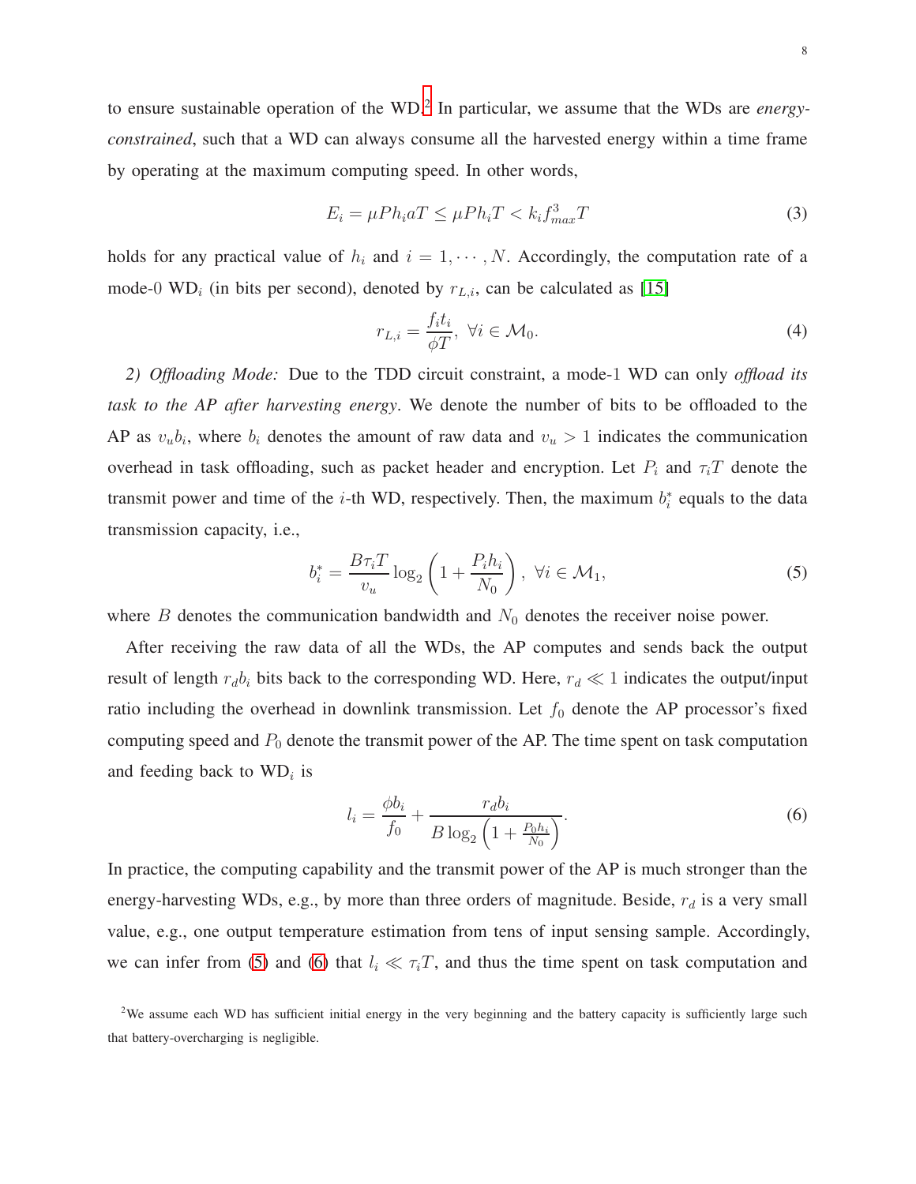to ensure sustainable operation of the WD.[2] In particular, we assume that the WDs are *energy-constrained*, such that a WD can always consume all the harvested energy within a time frame by operating at the maximum computing speed. In other words,

$$E_i = \mu P h_i a T \leq \mu P h_i T < k_i f_{max}^3 T \tag{3}$$

holds for any practical value of $h_i$ and $i = 1, \cdots, N$. Accordingly, the computation rate of a mode-0 $\text{WD}_i$ (in bits per second), denoted by $r_{L,i}$, can be calculated as [15]

$$r_{L,i} = \frac{f_i t_i}{\phi T}, \ \forall i \in \mathcal{M}_0. \tag{4}$$

*2) Offloading Mode:* Due to the TDD circuit constraint, a mode-1 WD can only *offload its task to the AP after harvesting energy*. We denote the number of bits to be offloaded to the AP as $v_u b_i$, where $b_i$ denotes the amount of raw data and $v_u > 1$ indicates the communication overhead in task offloading, such as packet header and encryption. Let $P_i$ and $\tau_i T$ denote the transmit power and time of the $i$-th WD, respectively. Then, the maximum $b_i^*$ equals to the data transmission capacity, i.e.,

$$b_i^* = \frac{B \tau_i T}{v_u} \log_2 \left( 1 + \frac{P_i h_i}{N_0} \right), \ \forall i \in \mathcal{M}_1, \tag{5}$$

where $B$ denotes the communication bandwidth and $N_0$ denotes the receiver noise power.

After receiving the raw data of all the WDs, the AP computes and sends back the output result of length $r_d b_i$ bits back to the corresponding WD. Here, $r_d \ll 1$ indicates the output/input ratio including the overhead in downlink transmission. Let $f_0$ denote the AP processor's fixed computing speed and $P_0$ denote the transmit power of the AP. The time spent on task computation and feeding back to $\text{WD}_i$ is

$$l_i = \frac{\phi b_i}{f_0} + \frac{r_d b_i}{B \log_2 \left( 1 + \frac{P_0 h_i}{N_0} \right)}. \tag{6}$$

In practice, the computing capability and the transmit power of the AP is much stronger than the energy-harvesting WDs, e.g., by more than three orders of magnitude. Beside, $r_d$ is a very small value, e.g., one output temperature estimation from tens of input sensing sample. Accordingly, we can infer from (5) and (6) that $l_i \ll \tau_i T$, and thus the time spent on task computation and

[2] We assume each WD has sufficient initial energy in the very beginning and the battery capacity is sufficiently large such that battery-overcharging is negligible.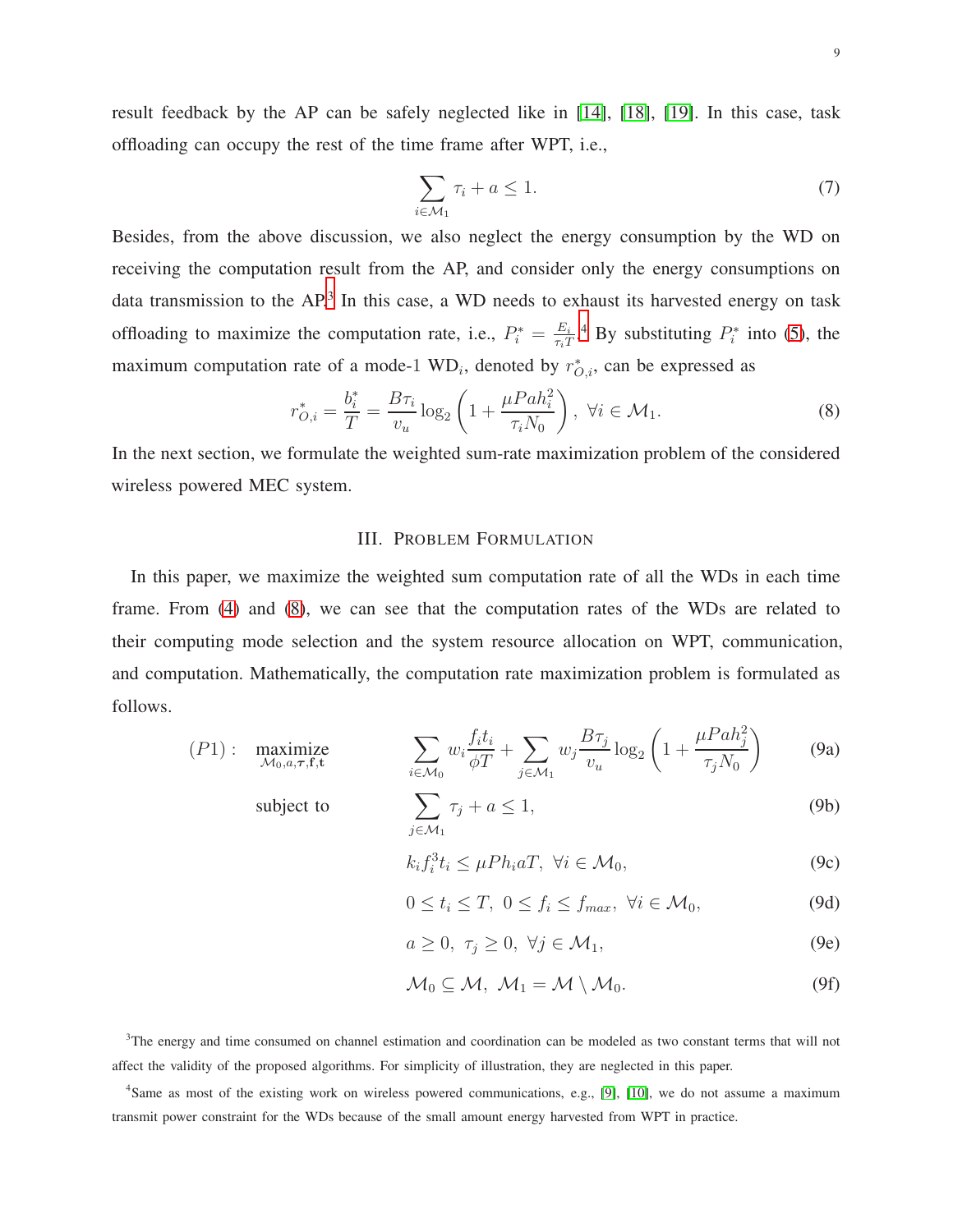result feedback by the AP can be safely neglected like in [14], [18], [19]. In this case, task offloading can occupy the rest of the time frame after WPT, i.e.,

$$\sum_{i\in\mathcal{M}_1} \tau_i + a \leq 1. \tag{7}$$

Besides, from the above discussion, we also neglect the energy consumption by the WD on receiving the computation result from the AP, and consider only the energy consumptions on data transmission to the AP.[3] In this case, a WD needs to exhaust its harvested energy on task offloading to maximize the computation rate, i.e., $P_i^* = \frac{E_i}{\tau_i T}$.[4] By substituting $P_i^*$ into (5), the maximum computation rate of a mode-1 $\text{WD}_i$, denoted by $r_{O,i}^*$, can be expressed as

$$r_{O,i}^* = \frac{b_i^*}{T} = \frac{B\tau_i}{v_u}\log_2\left(1 + \frac{\mu Pah_i^2}{\tau_i N_0}\right),\ \forall i \in \mathcal{M}_1. \tag{8}$$

In the next section, we formulate the weighted sum-rate maximization problem of the considered wireless powered MEC system.

## III. Problem Formulation

In this paper, we maximize the weighted sum computation rate of all the WDs in each time frame. From (4) and (8), we can see that the computation rates of the WDs are related to their computing mode selection and the system resource allocation on WPT, communication, and computation. Mathematically, the computation rate maximization problem is formulated as follows.

$$
\begin{aligned}
(P1):\quad & \underset{\mathcal{M}_0, a, \boldsymbol{\tau}, \mathbf{f}, \mathbf{t}}{\text{maximize}} && \sum_{i\in\mathcal{M}_0} w_i \frac{f_i t_i}{\phi T} + \sum_{j\in\mathcal{M}_1} w_j \frac{B\tau_j}{v_u}\log_2\left(1 + \frac{\mu Pah_j^2}{\tau_j N_0}\right) && \text{(9a)}\\
& \text{subject to} && \sum_{j\in\mathcal{M}_1} \tau_j + a \leq 1, && \text{(9b)}\\
& && k_i f_i^3 t_i \leq \mu P h_i a T,\ \forall i \in \mathcal{M}_0, && \text{(9c)}\\
& && 0 \leq t_i \leq T,\ 0 \leq f_i \leq f_{max},\ \forall i \in \mathcal{M}_0, && \text{(9d)}\\
& && a \geq 0,\ \tau_j \geq 0,\ \forall j \in \mathcal{M}_1, && \text{(9e)}\\
& && \mathcal{M}_0 \subseteq \mathcal{M},\ \mathcal{M}_1 = \mathcal{M} \setminus \mathcal{M}_0. && \text{(9f)}
\end{aligned}
$$

[3] The energy and time consumed on channel estimation and coordination can be modeled as two constant terms that will not affect the validity of the proposed algorithms. For simplicity of illustration, they are neglected in this paper.

[4] Same as most of the existing work on wireless powered communications, e.g., [9], [10], we do not assume a maximum transmit power constraint for the WDs because of the small amount energy harvested from WPT in practice.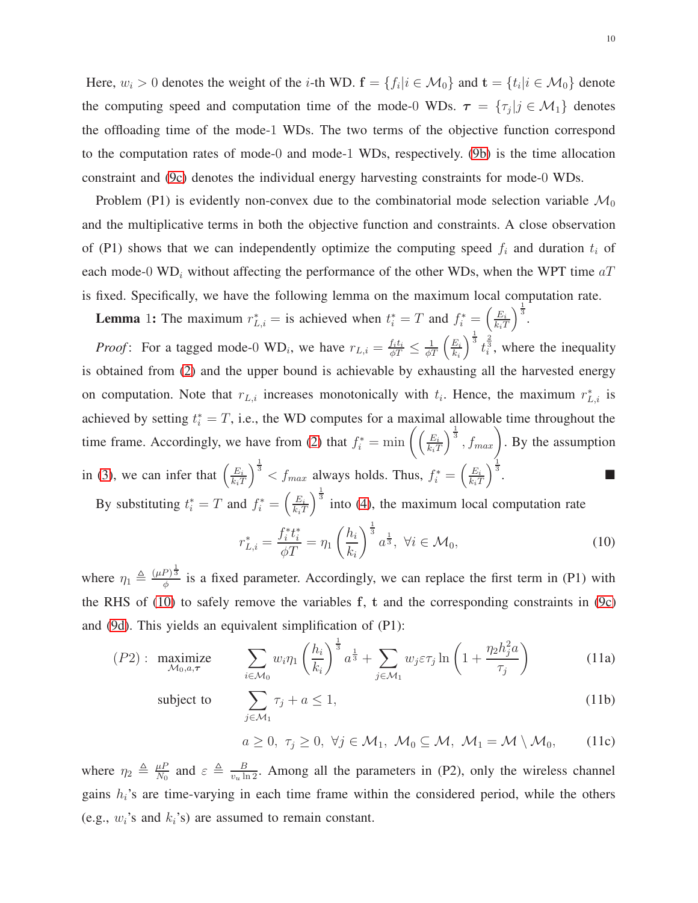Here, $w_i > 0$ denotes the weight of the $i$-th WD. $\mathbf{f} = \{f_i | i \in \mathcal{M}_0\}$ and $\mathbf{t} = \{t_i | i \in \mathcal{M}_0\}$ denote the computing speed and computation time of the mode-0 WDs. $\boldsymbol{\tau} = \{\tau_j | j \in \mathcal{M}_1\}$ denotes the offloading time of the mode-1 WDs. The two terms of the objective function correspond to the computation rates of mode-0 and mode-1 WDs, respectively. (9b) is the time allocation constraint and (9c) denotes the individual energy harvesting constraints for mode-0 WDs.

Problem (P1) is evidently non-convex due to the combinatorial mode selection variable $\mathcal{M}_0$ and the multiplicative terms in both the objective function and constraints. A close observation of (P1) shows that we can independently optimize the computing speed $f_i$ and duration $t_i$ of each mode-0 $\text{WD}_i$ without affecting the performance of the other WDs, when the WPT time $aT$ is fixed. Specifically, we have the following lemma on the maximum local computation rate.

**Lemma** 1**:** The maximum $r_{L,i}^* =$ is achieved when $t_i^* = T$ and $f_i^* = \left(\frac{E_i}{k_i T}\right)^{\frac{1}{3}}$.

*Proof*: For a tagged mode-0 $\text{WD}_i$, we have $r_{L,i} = \frac{f_i t_i}{\phi T} \le \frac{1}{\phi T}\left(\frac{E_i}{k_i}\right)^{\frac{1}{3}} t_i^{\frac{2}{3}}$, where the inequality is obtained from (2) and the upper bound is achievable by exhausting all the harvested energy on computation. Note that $r_{L,i}$ increases monotonically with $t_i$. Hence, the maximum $r_{L,i}^*$ is achieved by setting $t_i^* = T$, i.e., the WD computes for a maximal allowable time throughout the time frame. Accordingly, we have from (2) that $f_i^* = \min\left(\left(\frac{E_i}{k_i T}\right)^{\frac{1}{3}}, f_{max}\right)$. By the assumption in (3), we can infer that $\left(\frac{E_i}{k_i T}\right)^{\frac{1}{3}} < f_{max}$ always holds. Thus, $f_i^* = \left(\frac{E_i}{k_i T}\right)^{\frac{1}{3}}$. ■

By substituting $t_i^* = T$ and $f_i^* = \left(\frac{E_i}{k_i T}\right)^{\frac{1}{3}}$ into (4), the maximum local computation rate

$$r_{L,i}^* = \frac{f_i^* t_i^*}{\phi T} = \eta_1 \left(\frac{h_i}{k_i}\right)^{\frac{1}{3}} a^{\frac{1}{3}}, \ \forall i \in \mathcal{M}_0, \tag{10}$$

where $\eta_1 \triangleq \frac{(\mu P)^{\frac{1}{3}}}{\phi}$ is a fixed parameter. Accordingly, we can replace the first term in (P1) with the RHS of (10) to safely remove the variables $\mathbf{f}$, $\mathbf{t}$ and the corresponding constraints in (9c) and (9d). This yields an equivalent simplification of (P1):

$$(P2): \underset{\mathcal{M}_0, a, \boldsymbol{\tau}}{\text{maximize}} \quad \sum_{i \in \mathcal{M}_0} w_i \eta_1 \left(\frac{h_i}{k_i}\right)^{\frac{1}{3}} a^{\frac{1}{3}} + \sum_{j \in \mathcal{M}_1} w_j \varepsilon \tau_j \ln\left(1 + \frac{\eta_2 h_j^2 a}{\tau_j}\right) \tag{11a}$$

$$\text{subject to} \quad \sum_{j \in \mathcal{M}_1} \tau_j + a \le 1, \tag{11b}$$

$$a \ge 0, \ \tau_j \ge 0, \ \forall j \in \mathcal{M}_1, \ \mathcal{M}_0 \subseteq \mathcal{M}, \ \mathcal{M}_1 = \mathcal{M} \setminus \mathcal{M}_0, \tag{11c}$$

where $\eta_2 \triangleq \frac{\mu P}{N_0}$ and $\varepsilon \triangleq \frac{B}{v_u \ln 2}$. Among all the parameters in (P2), only the wireless channel gains $h_i$'s are time-varying in each time frame within the considered period, while the others (e.g., $w_i$'s and $k_i$'s) are assumed to remain constant.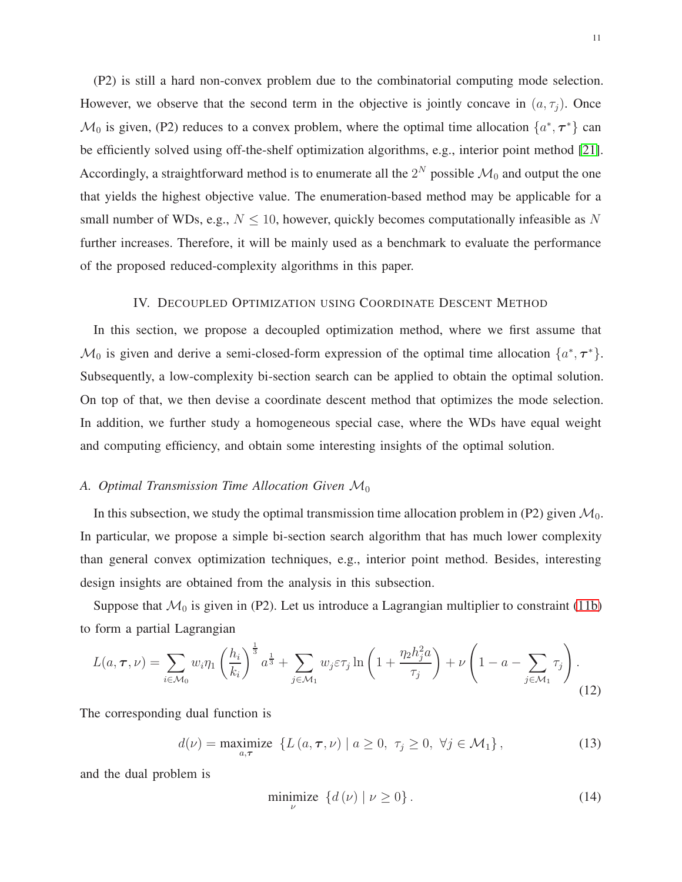(P2) is still a hard non-convex problem due to the combinatorial computing mode selection. However, we observe that the second term in the objective is jointly concave in $(a, \tau_j)$. Once $\mathcal{M}_0$ is given, (P2) reduces to a convex problem, where the optimal time allocation $\{a^*, \boldsymbol{\tau}^*\}$ can be efficiently solved using off-the-shelf optimization algorithms, e.g., interior point method [21]. Accordingly, a straightforward method is to enumerate all the $2^N$ possible $\mathcal{M}_0$ and output the one that yields the highest objective value. The enumeration-based method may be applicable for a small number of WDs, e.g., $N \leq 10$, however, quickly becomes computationally infeasible as $N$ further increases. Therefore, it will be mainly used as a benchmark to evaluate the performance of the proposed reduced-complexity algorithms in this paper.

## IV. Decoupled Optimization using Coordinate Descent Method

In this section, we propose a decoupled optimization method, where we first assume that $\mathcal{M}_0$ is given and derive a semi-closed-form expression of the optimal time allocation $\{a^*, \boldsymbol{\tau}^*\}$. Subsequently, a low-complexity bi-section search can be applied to obtain the optimal solution. On top of that, we then devise a coordinate descent method that optimizes the mode selection. In addition, we further study a homogeneous special case, where the WDs have equal weight and computing efficiency, and obtain some interesting insights of the optimal solution.

### A. *Optimal Transmission Time Allocation Given* $\mathcal{M}_0$

In this subsection, we study the optimal transmission time allocation problem in (P2) given $\mathcal{M}_0$. In particular, we propose a simple bi-section search algorithm that has much lower complexity than general convex optimization techniques, e.g., interior point method. Besides, interesting design insights are obtained from the analysis in this subsection.

Suppose that $\mathcal{M}_0$ is given in (P2). Let us introduce a Lagrangian multiplier to constraint (11b) to form a partial Lagrangian

$$L(a, \boldsymbol{\tau}, \nu) = \sum_{i \in \mathcal{M}_0} w_i \eta_1 \left(\frac{h_i}{k_i}\right)^{\frac{1}{3}} a^{\frac{1}{3}} + \sum_{j \in \mathcal{M}_1} w_j \varepsilon \tau_j \ln\left(1 + \frac{\eta_2 h_j^2 a}{\tau_j}\right) + \nu \left(1 - a - \sum_{j \in \mathcal{M}_1} \tau_j\right). \tag{12}$$

The corresponding dual function is

$$d(\nu) = \underset{a, \boldsymbol{\tau}}{\text{maximize}} \ \left\{L\left(a, \boldsymbol{\tau}, \nu\right) \mid a \geq 0, \ \tau_j \geq 0, \ \forall j \in \mathcal{M}_1\right\}, \tag{13}$$

and the dual problem is

$$\underset{\nu}{\text{minimize}} \ \left\{d\left(\nu\right) \mid \nu \geq 0\right\}. \tag{14}$$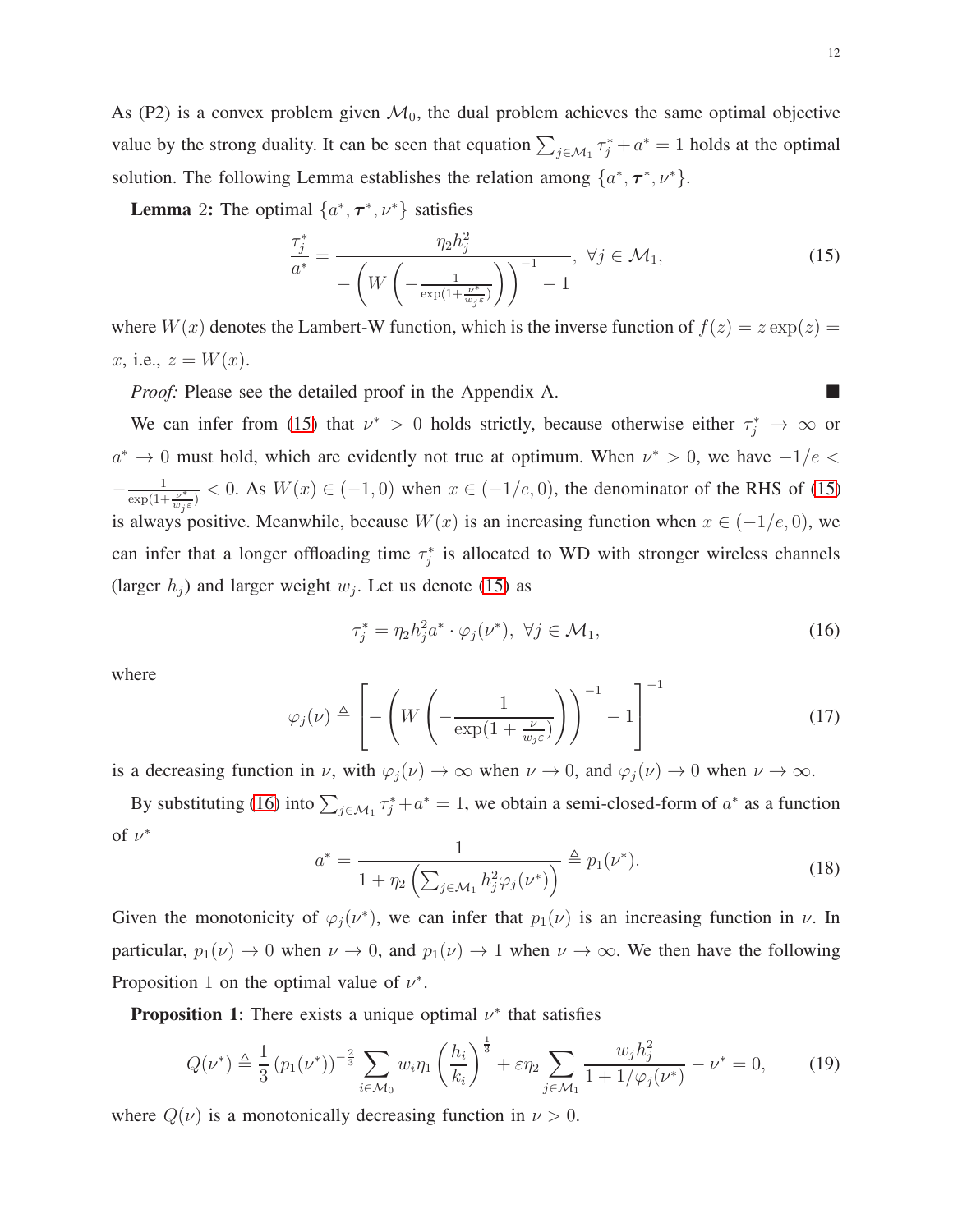As (P2) is a convex problem given $\mathcal{M}_0$, the dual problem achieves the same optimal objective value by the strong duality. It can be seen that equation $\sum_{j\in\mathcal{M}_1}\tau_j^* + a^* = 1$ holds at the optimal solution. The following Lemma establishes the relation among $\{a^*, \boldsymbol{\tau}^*, \nu^*\}$.

**Lemma** 2**:** The optimal $\{a^*, \boldsymbol{\tau}^*, \nu^*\}$ satisfies

$$\frac{\tau_j^*}{a^*} = \frac{\eta_2 h_j^2}{-\left(W\left(-\frac{1}{\exp(1+\frac{\nu^*}{w_j\varepsilon})}\right)\right)^{-1} - 1},\ \forall j \in \mathcal{M}_1, \tag{15}$$

where $W(x)$ denotes the Lambert-W function, which is the inverse function of $f(z) = z\exp(z) = x$, i.e., $z = W(x)$.

*Proof:* Please see the detailed proof in the Appendix A. ■

We can infer from (15) that $\nu^* > 0$ holds strictly, because otherwise either $\tau_j^* \to \infty$ or $a^* \to 0$ must hold, which are evidently not true at optimum. When $\nu^* > 0$, we have $-1/e < -\frac{1}{\exp(1+\frac{\nu^*}{w_j\varepsilon})} < 0$. As $W(x) \in (-1, 0)$ when $x \in (-1/e, 0)$, the denominator of the RHS of (15) is always positive. Meanwhile, because $W(x)$ is an increasing function when $x \in (-1/e, 0)$, we can infer that a longer offloading time $\tau_j^*$ is allocated to WD with stronger wireless channels (larger $h_j$) and larger weight $w_j$. Let us denote (15) as

$$\tau_j^* = \eta_2 h_j^2 a^* \cdot \varphi_j(\nu^*),\ \forall j \in \mathcal{M}_1, \tag{16}$$

where

$$\varphi_j(\nu) \triangleq \left[-\left(W\left(-\frac{1}{\exp(1+\frac{\nu}{w_j\varepsilon})}\right)\right)^{-1} - 1\right]^{-1} \tag{17}$$

is a decreasing function in $\nu$, with $\varphi_j(\nu) \to \infty$ when $\nu \to 0$, and $\varphi_j(\nu) \to 0$ when $\nu \to \infty$.

By substituting (16) into $\sum_{j\in\mathcal{M}_1}\tau_j^* + a^* = 1$, we obtain a semi-closed-form of $a^*$ as a function of $\nu^*$

$$a^* = \frac{1}{1 + \eta_2\left(\sum_{j\in\mathcal{M}_1} h_j^2\varphi_j(\nu^*)\right)} \triangleq p_1(\nu^*). \tag{18}$$

Given the monotonicity of $\varphi_j(\nu^*)$, we can infer that $p_1(\nu)$ is an increasing function in $\nu$. In particular, $p_1(\nu) \to 0$ when $\nu \to 0$, and $p_1(\nu) \to 1$ when $\nu \to \infty$. We then have the following Proposition 1 on the optimal value of $\nu^*$.

**Proposition 1**: There exists a unique optimal $\nu^*$ that satisfies

$$Q(\nu^*) \triangleq \frac{1}{3}\left(p_1(\nu^*)\right)^{-\frac{2}{3}} \sum_{i\in\mathcal{M}_0} w_i\eta_1\left(\frac{h_i}{k_i}\right)^{\frac{1}{3}} + \varepsilon\eta_2 \sum_{j\in\mathcal{M}_1} \frac{w_j h_j^2}{1 + 1/\varphi_j(\nu^*)} - \nu^* = 0, \tag{19}$$

where $Q(\nu)$ is a monotonically decreasing function in $\nu > 0$.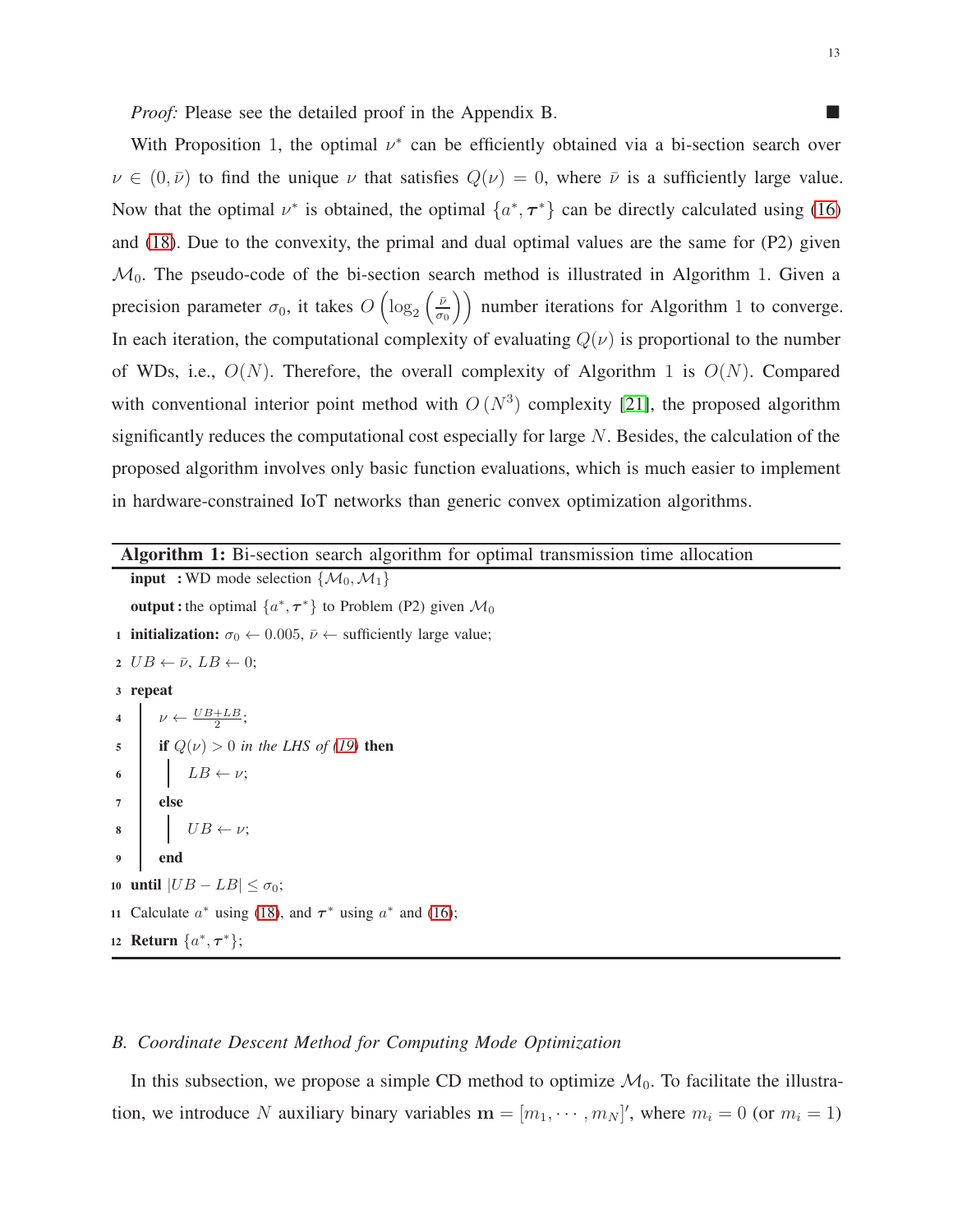*Proof:* Please see the detailed proof in the Appendix B. ■

With Proposition 1, the optimal $\nu^*$ can be efficiently obtained via a bi-section search over $\nu \in (0, \bar{\nu})$ to find the unique $\nu$ that satisfies $Q(\nu) = 0$, where $\bar{\nu}$ is a sufficiently large value. Now that the optimal $\nu^*$ is obtained, the optimal $\{a^*, \boldsymbol{\tau}^*\}$ can be directly calculated using (16) and (18). Due to the convexity, the primal and dual optimal values are the same for (P2) given $\mathcal{M}_0$. The pseudo-code of the bi-section search method is illustrated in Algorithm 1. Given a precision parameter $\sigma_0$, it takes $O\left(\log_2\left(\frac{\bar{\nu}}{\sigma_0}\right)\right)$ number iterations for Algorithm 1 to converge. In each iteration, the computational complexity of evaluating $Q(\nu)$ is proportional to the number of WDs, i.e., $O(N)$. Therefore, the overall complexity of Algorithm 1 is $O(N)$. Compared with conventional interior point method with $O\left(N^3\right)$ complexity [21], the proposed algorithm significantly reduces the computational cost especially for large $N$. Besides, the calculation of the proposed algorithm involves only basic function evaluations, which is much easier to implement in hardware-constrained IoT networks than generic convex optimization algorithms.

---

**Algorithm 1:** Bi-section search algorithm for optimal transmission time allocation

---

**input** : WD mode selection $\{\mathcal{M}_0, \mathcal{M}_1\}$

**output** : the optimal $\{a^*, \boldsymbol{\tau}^*\}$ to Problem (P2) given $\mathcal{M}_0$

1 **initialization:** $\sigma_0 \leftarrow 0.005$, $\bar{\nu} \leftarrow$ sufficiently large value;

2 $UB \leftarrow \bar{\nu}$, $LB \leftarrow 0$;

3 **repeat**

4 &nbsp;&nbsp;&nbsp;&nbsp; $\nu \leftarrow \frac{UB+LB}{2}$;

5 &nbsp;&nbsp;&nbsp;&nbsp; **if** $Q(\nu) > 0$ *in the LHS of (19)* **then**

6 &nbsp;&nbsp;&nbsp;&nbsp;&nbsp;&nbsp;&nbsp;&nbsp; $LB \leftarrow \nu$;

7 &nbsp;&nbsp;&nbsp;&nbsp; **else**

8 &nbsp;&nbsp;&nbsp;&nbsp;&nbsp;&nbsp;&nbsp;&nbsp; $UB \leftarrow \nu$;

9 &nbsp;&nbsp;&nbsp;&nbsp; **end**

10 **until** $|UB - LB| \leq \sigma_0$;

11 Calculate $a^*$ using (18), and $\boldsymbol{\tau}^*$ using $a^*$ and (16);

12 **Return** $\{a^*, \boldsymbol{\tau}^*\}$;

---

### *B. Coordinate Descent Method for Computing Mode Optimization*

In this subsection, we propose a simple CD method to optimize $\mathcal{M}_0$. To facilitate the illustration, we introduce $N$ auxiliary binary variables $\mathbf{m} = [m_1, \cdots, m_N]'$, where $m_i = 0$ (or $m_i = 1$)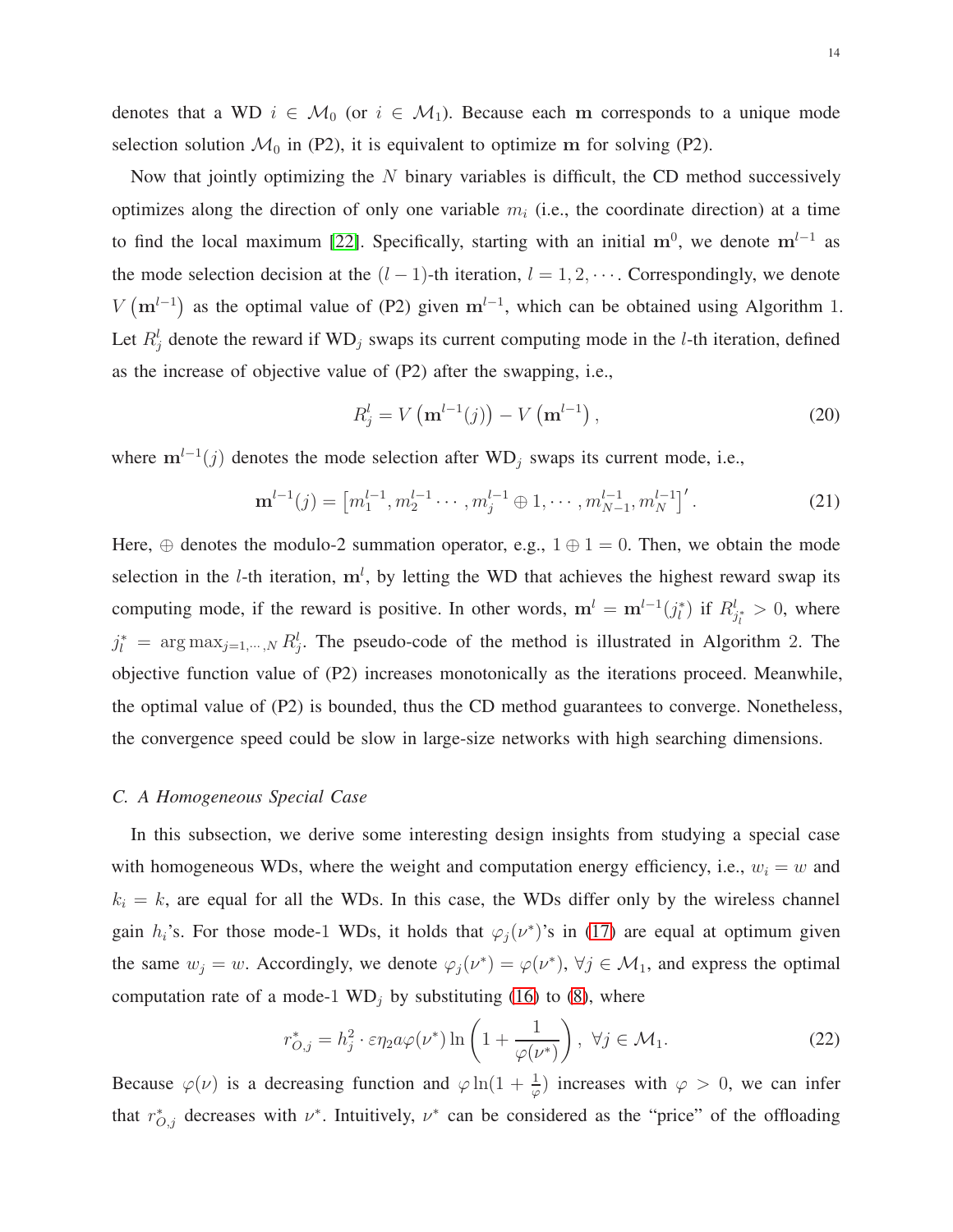denotes that a WD $i \in \mathcal{M}_0$ (or $i \in \mathcal{M}_1$). Because each $\mathbf{m}$ corresponds to a unique mode selection solution $\mathcal{M}_0$ in (P2), it is equivalent to optimize $\mathbf{m}$ for solving (P2).

Now that jointly optimizing the $N$ binary variables is difficult, the CD method successively optimizes along the direction of only one variable $m_i$ (i.e., the coordinate direction) at a time to find the local maximum [22]. Specifically, starting with an initial $\mathbf{m}^0$, we denote $\mathbf{m}^{l-1}$ as the mode selection decision at the $(l-1)$-th iteration, $l = 1, 2, \cdots$. Correspondingly, we denote $V\left(\mathbf{m}^{l-1}\right)$ as the optimal value of (P2) given $\mathbf{m}^{l-1}$, which can be obtained using Algorithm 1. Let $R_j^l$ denote the reward if $\text{WD}_j$ swaps its current computing mode in the $l$-th iteration, defined as the increase of objective value of (P2) after the swapping, i.e.,

$$R_j^l = V\left(\mathbf{m}^{l-1}(j)\right) - V\left(\mathbf{m}^{l-1}\right), \tag{20}$$

where $\mathbf{m}^{l-1}(j)$ denotes the mode selection after $\text{WD}_j$ swaps its current mode, i.e.,

$$\mathbf{m}^{l-1}(j) = \left[m_1^{l-1}, m_2^{l-1} \cdots, m_j^{l-1} \oplus 1, \cdots, m_{N-1}^{l-1}, m_N^{l-1}\right]'. \tag{21}$$

Here, $\oplus$ denotes the modulo-2 summation operator, e.g., $1 \oplus 1 = 0$. Then, we obtain the mode selection in the $l$-th iteration, $\mathbf{m}^l$, by letting the WD that achieves the highest reward swap its computing mode, if the reward is positive. In other words, $\mathbf{m}^l = \mathbf{m}^{l-1}(j_l^*)$ if $R_{j_l^*}^l > 0$, where $j_l^* = \arg\max_{j=1,\cdots,N} R_j^l$. The pseudo-code of the method is illustrated in Algorithm 2. The objective function value of (P2) increases monotonically as the iterations proceed. Meanwhile, the optimal value of (P2) is bounded, thus the CD method guarantees to converge. Nonetheless, the convergence speed could be slow in large-size networks with high searching dimensions.

### *C. A Homogeneous Special Case*

In this subsection, we derive some interesting design insights from studying a special case with homogeneous WDs, where the weight and computation energy efficiency, i.e., $w_i = w$ and $k_i = k$, are equal for all the WDs. In this case, the WDs differ only by the wireless channel gain $h_i$'s. For those mode-1 WDs, it holds that $\varphi_j(\nu^*)$'s in (17) are equal at optimum given the same $w_j = w$. Accordingly, we denote $\varphi_j(\nu^*) = \varphi(\nu^*)$, $\forall j \in \mathcal{M}_1$, and express the optimal computation rate of a mode-1 $\text{WD}_j$ by substituting (16) to (8), where

$$r_{O,j}^* = h_j^2 \cdot \varepsilon \eta_2 a \varphi(\nu^*) \ln\left(1 + \frac{1}{\varphi(\nu^*)}\right), \ \forall j \in \mathcal{M}_1. \tag{22}$$

Because $\varphi(\nu)$ is a decreasing function and $\varphi \ln(1 + \frac{1}{\varphi})$ increases with $\varphi > 0$, we can infer that $r_{O,j}^*$ decreases with $\nu^*$. Intuitively, $\nu^*$ can be considered as the "price" of the offloading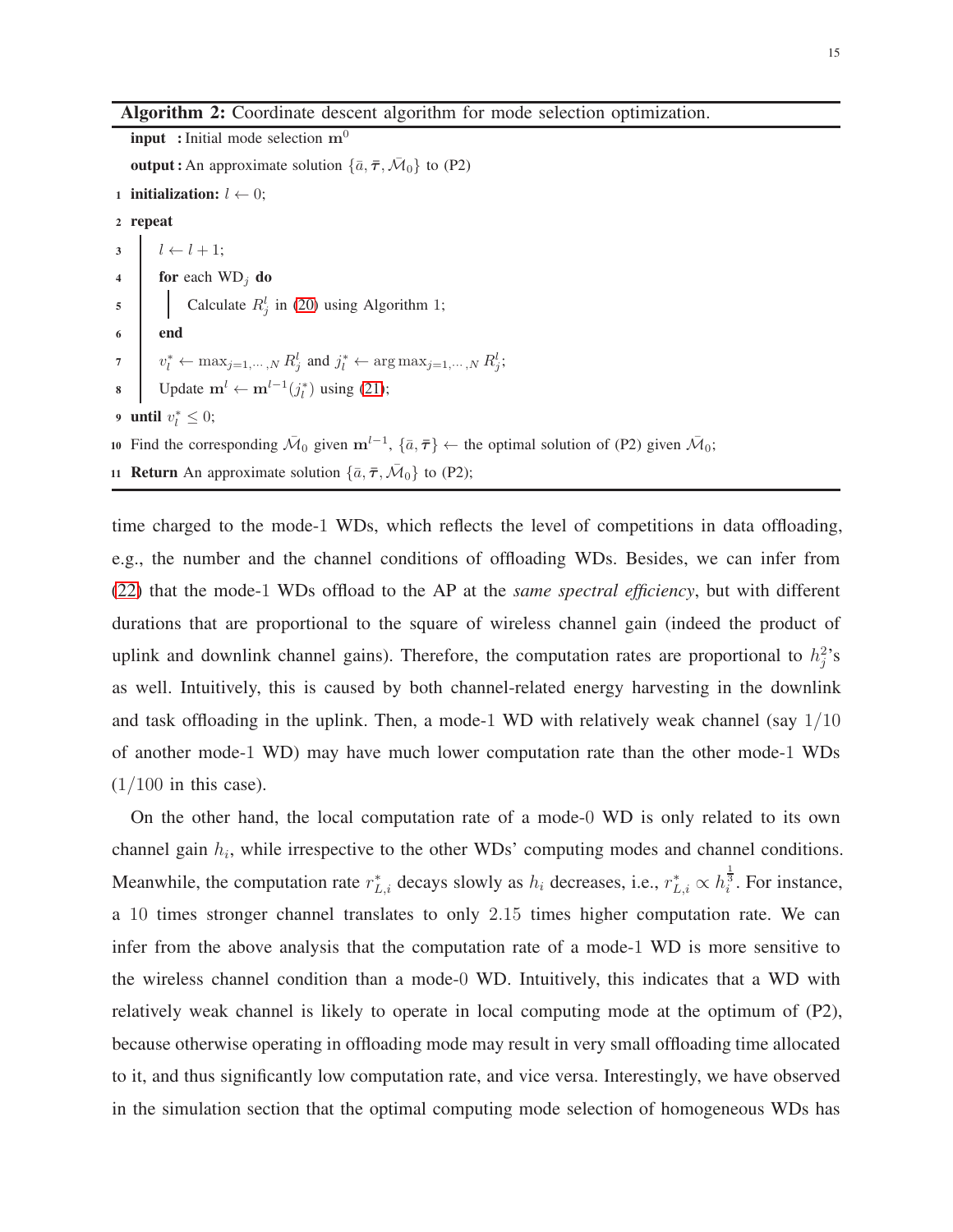**Algorithm 2:** Coordinate descent algorithm for mode selection optimization.

```
   input  : Initial mode selection m^0
   output : An approximate solution {ā, τ̄, M̄_0} to (P2)
1  initialization: l ← 0;
2  repeat
3  |   l ← l + 1;
4  |   for each WD_j do
5  |   |   Calculate R_j^l in (20) using Algorithm 1;
6  |   end
7  |   v_l^* ← max_{j=1,...,N} R_j^l and j_l^* ← arg max_{j=1,...,N} R_j^l;
8  |   Update m^l ← m^{l-1}(j_l^*) using (21);
9  until v_l^* ≤ 0;
10 Find the corresponding M̄_0 given m^{l-1}, {ā, τ̄} ← the optimal solution of (P2) given M̄_0;
11 Return An approximate solution {ā, τ̄, M̄_0} to (P2);
```

time charged to the mode-1 WDs, which reflects the level of competitions in data offloading, e.g., the number and the channel conditions of offloading WDs. Besides, we can infer from (22) that the mode-1 WDs offload to the AP at the *same spectral efficiency*, but with different durations that are proportional to the square of wireless channel gain (indeed the product of uplink and downlink channel gains). Therefore, the computation rates are proportional to $h_j^2$'s as well. Intuitively, this is caused by both channel-related energy harvesting in the downlink and task offloading in the uplink. Then, a mode-1 WD with relatively weak channel (say $1/10$ of another mode-1 WD) may have much lower computation rate than the other mode-1 WDs ($1/100$ in this case).

On the other hand, the local computation rate of a mode-0 WD is only related to its own channel gain $h_i$, while irrespective to the other WDs' computing modes and channel conditions. Meanwhile, the computation rate $r_{L,i}^*$ decays slowly as $h_i$ decreases, i.e., $r_{L,i}^* \propto h_i^{\frac{1}{3}}$. For instance, a $10$ times stronger channel translates to only $2.15$ times higher computation rate. We can infer from the above analysis that the computation rate of a mode-1 WD is more sensitive to the wireless channel condition than a mode-0 WD. Intuitively, this indicates that a WD with relatively weak channel is likely to operate in local computing mode at the optimum of (P2), because otherwise operating in offloading mode may result in very small offloading time allocated to it, and thus significantly low computation rate, and vice versa. Interestingly, we have observed in the simulation section that the optimal computing mode selection of homogeneous WDs has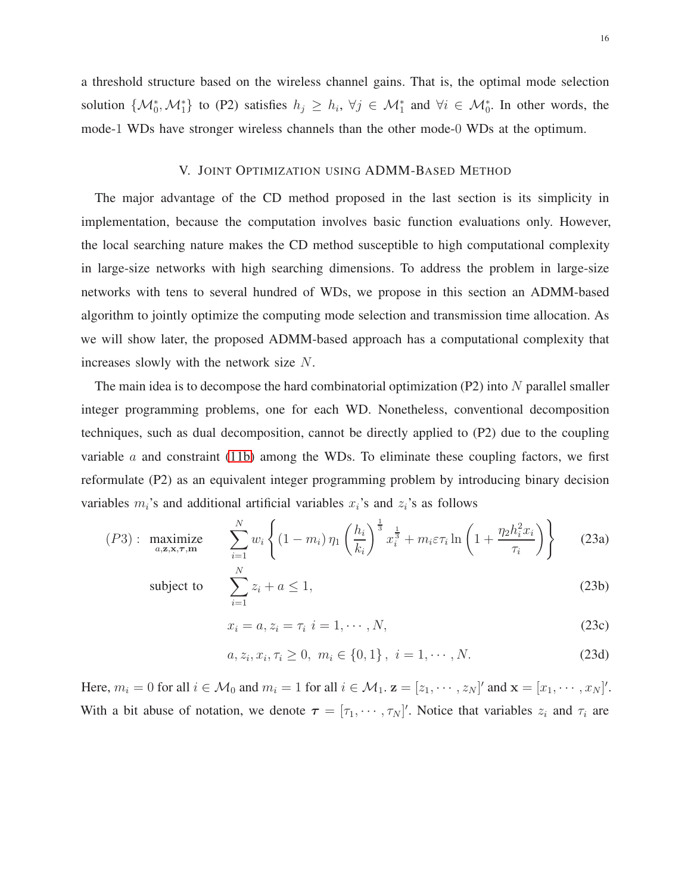a threshold structure based on the wireless channel gains. That is, the optimal mode selection solution $\{\mathcal{M}_0^*, \mathcal{M}_1^*\}$ to (P2) satisfies $h_j \geq h_i$, $\forall j \in \mathcal{M}_1^*$ and $\forall i \in \mathcal{M}_0^*$. In other words, the mode-1 WDs have stronger wireless channels than the other mode-0 WDs at the optimum.

## V. Joint Optimization using ADMM-Based Method

The major advantage of the CD method proposed in the last section is its simplicity in implementation, because the computation involves basic function evaluations only. However, the local searching nature makes the CD method susceptible to high computational complexity in large-size networks with high searching dimensions. To address the problem in large-size networks with tens to several hundred of WDs, we propose in this section an ADMM-based algorithm to jointly optimize the computing mode selection and transmission time allocation. As we will show later, the proposed ADMM-based approach has a computational complexity that increases slowly with the network size $N$.

The main idea is to decompose the hard combinatorial optimization (P2) into $N$ parallel smaller integer programming problems, one for each WD. Nonetheless, conventional decomposition techniques, such as dual decomposition, cannot be directly applied to (P2) due to the coupling variable $a$ and constraint (11b) among the WDs. To eliminate these coupling factors, we first reformulate (P2) as an equivalent integer programming problem by introducing binary decision variables $m_i$'s and additional artificial variables $x_i$'s and $z_i$'s as follows

$$
(P3): \underset{a,\mathbf{z},\mathbf{x},\boldsymbol{\tau},\mathbf{m}}{\text{maximize}} \quad \sum_{i=1}^{N} w_i \left\{ (1-m_i)\,\eta_1 \left(\frac{h_i}{k_i}\right)^{\frac{1}{3}} x_i^{\frac{1}{3}} + m_i \varepsilon \tau_i \ln\left(1 + \frac{\eta_2 h_i^2 x_i}{\tau_i}\right) \right\} \tag{23a}
$$

$$
\text{subject to} \quad \sum_{i=1}^{N} z_i + a \leq 1, \tag{23b}
$$

$$
x_i = a, z_i = \tau_i \;\; i = 1, \cdots, N, \tag{23c}
$$

$$
a, z_i, x_i, \tau_i \geq 0, \;\; m_i \in \{0,1\}, \;\; i = 1, \cdots, N. \tag{23d}
$$

Here, $m_i = 0$ for all $i \in \mathcal{M}_0$ and $m_i = 1$ for all $i \in \mathcal{M}_1$. $\mathbf{z} = [z_1, \cdots, z_N]'$ and $\mathbf{x} = [x_1, \cdots, x_N]'$. With a bit abuse of notation, we denote $\boldsymbol{\tau} = [\tau_1, \cdots, \tau_N]'$. Notice that variables $z_i$ and $\tau_i$ are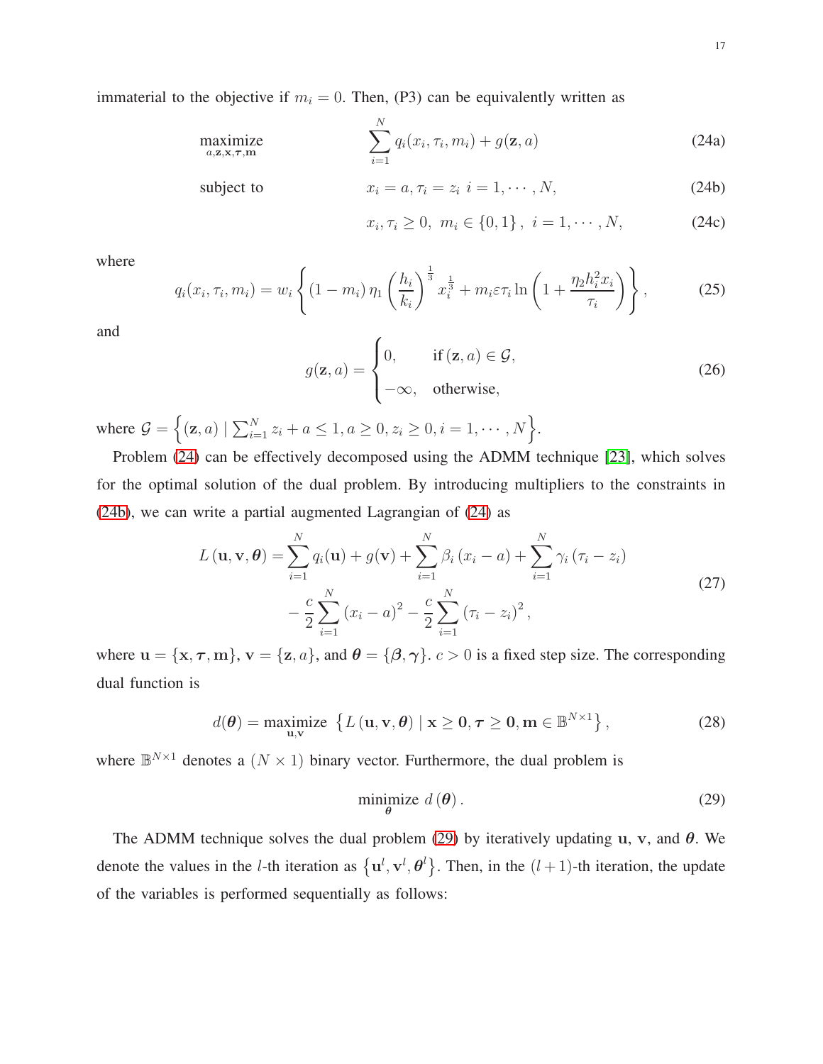immaterial to the objective if $m_i = 0$. Then, (P3) can be equivalently written as

$$
\begin{aligned}
\underset{a,\mathbf{z},\mathbf{x},\boldsymbol{\tau},\mathbf{m}}{\text{maximize}} \quad & \sum_{i=1}^{N} q_i(x_i, \tau_i, m_i) + g(\mathbf{z}, a) && \text{(24a)}\\
\text{subject to} \quad & x_i = a, \tau_i = z_i \ \ i = 1, \cdots, N, && \text{(24b)}\\
& x_i, \tau_i \geq 0, \ m_i \in \{0, 1\}, \ i = 1, \cdots, N, && \text{(24c)}
\end{aligned}
$$

where

$$
q_i(x_i, \tau_i, m_i) = w_i \left\{ (1 - m_i)\, \eta_1 \left( \frac{h_i}{k_i} \right)^{\frac{1}{3}} x_i^{\frac{1}{3}} + m_i \varepsilon \tau_i \ln \left( 1 + \frac{\eta_2 h_i^2 x_i}{\tau_i} \right) \right\}, \tag{25}
$$

and

$$
g(\mathbf{z}, a) = \begin{cases} 0, & \text{if } (\mathbf{z}, a) \in \mathcal{G}, \\ -\infty, & \text{otherwise}, \end{cases} \tag{26}
$$

where $\mathcal{G} = \left\{ (\mathbf{z}, a) \mid \sum_{i=1}^{N} z_i + a \leq 1, a \geq 0, z_i \geq 0, i = 1, \cdots, N \right\}$.

Problem (24) can be effectively decomposed using the ADMM technique [23], which solves for the optimal solution of the dual problem. By introducing multipliers to the constraints in (24b), we can write a partial augmented Lagrangian of (24) as

$$
\begin{aligned}
L(\mathbf{u}, \mathbf{v}, \boldsymbol{\theta}) = & \sum_{i=1}^{N} q_i(\mathbf{u}) + g(\mathbf{v}) + \sum_{i=1}^{N} \beta_i (x_i - a) + \sum_{i=1}^{N} \gamma_i (\tau_i - z_i) \\
& - \frac{c}{2} \sum_{i=1}^{N} (x_i - a)^2 - \frac{c}{2} \sum_{i=1}^{N} (\tau_i - z_i)^2,
\end{aligned} \tag{27}
$$

where $\mathbf{u} = \{\mathbf{x}, \boldsymbol{\tau}, \mathbf{m}\}$, $\mathbf{v} = \{\mathbf{z}, a\}$, and $\boldsymbol{\theta} = \{\boldsymbol{\beta}, \boldsymbol{\gamma}\}$. $c > 0$ is a fixed step size. The corresponding dual function is

$$
d(\boldsymbol{\theta}) = \underset{\mathbf{u},\mathbf{v}}{\text{maximize}} \ \left\{ L(\mathbf{u}, \mathbf{v}, \boldsymbol{\theta}) \mid \mathbf{x} \geq \mathbf{0}, \boldsymbol{\tau} \geq \mathbf{0}, \mathbf{m} \in \mathbb{B}^{N \times 1} \right\}, \tag{28}
$$

where $\mathbb{B}^{N \times 1}$ denotes a $(N \times 1)$ binary vector. Furthermore, the dual problem is

$$
\underset{\boldsymbol{\theta}}{\text{minimize}} \ d(\boldsymbol{\theta}). \tag{29}
$$

The ADMM technique solves the dual problem (29) by iteratively updating $\mathbf{u}$, $\mathbf{v}$, and $\boldsymbol{\theta}$. We denote the values in the $l$-th iteration as $\left\{ \mathbf{u}^l, \mathbf{v}^l, \boldsymbol{\theta}^l \right\}$. Then, in the $(l+1)$-th iteration, the update of the variables is performed sequentially as follows: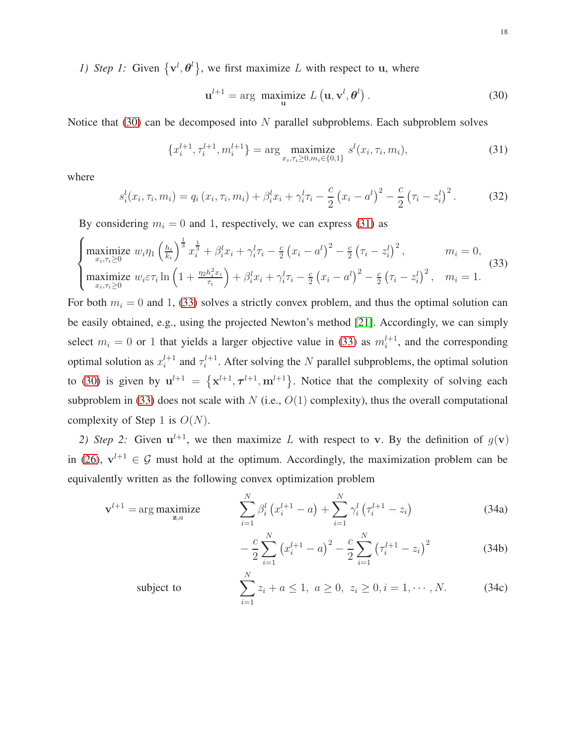*1) Step 1:* Given $\left\{\mathbf{v}^l, \boldsymbol{\theta}^l\right\}$, we first maximize $L$ with respect to $\mathbf{u}$, where

$$\mathbf{u}^{l+1} = \arg \underset{\mathbf{u}}{\text{maximize}} \; L\left(\mathbf{u}, \mathbf{v}^l, \boldsymbol{\theta}^l\right). \tag{30}$$

Notice that (30) can be decomposed into $N$ parallel subproblems. Each subproblem solves

$$\left\{x_i^{l+1}, \tau_i^{l+1}, m_i^{l+1}\right\} = \arg \underset{x_i, \tau_i \geq 0, m_i \in \{0,1\}}{\text{maximize}} \; s^l(x_i, \tau_i, m_i), \tag{31}$$

where

$$s_i^l(x_i, \tau_i, m_i) = q_i\left(x_i, \tau_i, m_i\right) + \beta_i^l x_i + \gamma_i^l \tau_i - \frac{c}{2}\left(x_i - a^l\right)^2 - \frac{c}{2}\left(\tau_i - z_i^l\right)^2. \tag{32}$$

By considering $m_i = 0$ and $1$, respectively, we can express (31) as

$$\begin{cases} \underset{x_i, \tau_i \geq 0}{\text{maximize}} \; w_i \eta_1 \left(\frac{h_i}{k_i}\right)^{\frac{1}{3}} x_i^{\frac{1}{3}} + \beta_i^l x_i + \gamma_i^l \tau_i - \frac{c}{2}\left(x_i - a^l\right)^2 - \frac{c}{2}\left(\tau_i - z_i^l\right)^2, & m_i = 0, \\ \underset{x_i, \tau_i \geq 0}{\text{maximize}} \; w_i \varepsilon \tau_i \ln\left(1 + \frac{\eta_2 h_i^2 x_i}{\tau_i}\right) + \beta_i^l x_i + \gamma_i^l \tau_i - \frac{c}{2}\left(x_i - a^l\right)^2 - \frac{c}{2}\left(\tau_i - z_i^l\right)^2, & m_i = 1. \end{cases} \tag{33}$$

For both $m_i = 0$ and $1$, (33) solves a strictly convex problem, and thus the optimal solution can be easily obtained, e.g., using the projected Newton's method [21]. Accordingly, we can simply select $m_i = 0$ or $1$ that yields a larger objective value in (33) as $m_i^{l+1}$, and the corresponding optimal solution as $x_i^{l+1}$ and $\tau_i^{l+1}$. After solving the $N$ parallel subproblems, the optimal solution to (30) is given by $\mathbf{u}^{l+1} = \left\{\mathbf{x}^{l+1}, \boldsymbol{\tau}^{l+1}, \mathbf{m}^{l+1}\right\}$. Notice that the complexity of solving each subproblem in (33) does not scale with $N$ (i.e., $O(1)$ complexity), thus the overall computational complexity of Step 1 is $O(N)$.

*2) Step 2:* Given $\mathbf{u}^{l+1}$, we then maximize $L$ with respect to $\mathbf{v}$. By the definition of $g(\mathbf{v})$ in (26), $\mathbf{v}^{l+1} \in \mathcal{G}$ must hold at the optimum. Accordingly, the maximization problem can be equivalently written as the following convex optimization problem

$$\mathbf{v}^{l+1} = \arg \underset{\mathbf{z}, a}{\text{maximize}} \quad \sum_{i=1}^{N} \beta_i^l \left(x_i^{l+1} - a\right) + \sum_{i=1}^{N} \gamma_i^l \left(\tau_i^{l+1} - z_i\right) \tag{34a}$$

$$- \frac{c}{2} \sum_{i=1}^{N} \left(x_i^{l+1} - a\right)^2 - \frac{c}{2} \sum_{i=1}^{N} \left(\tau_i^{l+1} - z_i\right)^2 \tag{34b}$$

$$\text{subject to} \quad \sum_{i=1}^{N} z_i + a \leq 1, \; a \geq 0, \; z_i \geq 0, i = 1, \cdots, N. \tag{34c}$$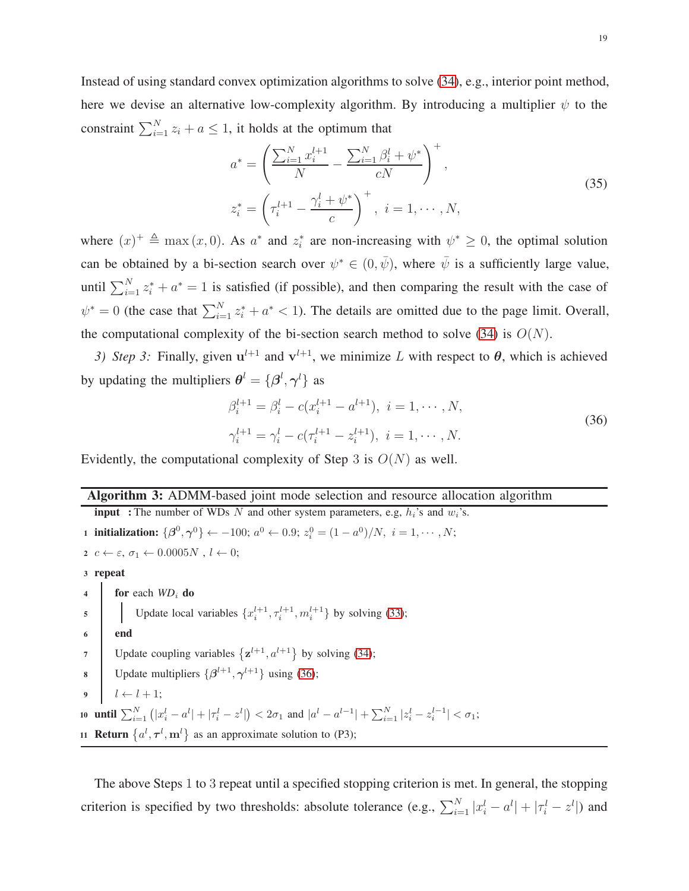Instead of using standard convex optimization algorithms to solve (34), e.g., interior point method, here we devise an alternative low-complexity algorithm. By introducing a multiplier $\psi$ to the constraint $\sum_{i=1}^{N} z_i + a \leq 1$, it holds at the optimum that

$$
\begin{aligned}
a^* &= \left( \frac{\sum_{i=1}^{N} x_i^{l+1}}{N} - \frac{\sum_{i=1}^{N} \beta_i^l + \psi^*}{cN} \right)^+, \\
z_i^* &= \left( \tau_i^{l+1} - \frac{\gamma_i^l + \psi^*}{c} \right)^+, \ i = 1, \cdots, N,
\end{aligned}
\tag{35}
$$

where $(x)^+ \triangleq \max(x, 0)$. As $a^*$ and $z_i^*$ are non-increasing with $\psi^* \geq 0$, the optimal solution can be obtained by a bi-section search over $\psi^* \in (0, \bar{\psi})$, where $\bar{\psi}$ is a sufficiently large value, until $\sum_{i=1}^{N} z_i^* + a^* = 1$ is satisfied (if possible), and then comparing the result with the case of $\psi^* = 0$ (the case that $\sum_{i=1}^{N} z_i^* + a^* < 1$). The details are omitted due to the page limit. Overall, the computational complexity of the bi-section search method to solve (34) is $O(N)$.

*3) Step 3:* Finally, given $\mathbf{u}^{l+1}$ and $\mathbf{v}^{l+1}$, we minimize $L$ with respect to $\boldsymbol{\theta}$, which is achieved by updating the multipliers $\boldsymbol{\theta}^l = \{\boldsymbol{\beta}^l, \boldsymbol{\gamma}^l\}$ as

$$
\begin{aligned}
\beta_i^{l+1} &= \beta_i^l - c(x_i^{l+1} - a^{l+1}), \ i = 1, \cdots, N, \\
\gamma_i^{l+1} &= \gamma_i^l - c(\tau_i^{l+1} - z_i^{l+1}), \ i = 1, \cdots, N.
\end{aligned}
\tag{36}
$$

Evidently, the computational complexity of Step 3 is $O(N)$ as well.

**Algorithm 3:** ADMM-based joint mode selection and resource allocation algorithm

**input** : The number of WDs $N$ and other system parameters, e.g, $h_i$'s and $w_i$'s.

1. **initialization:** $\{\boldsymbol{\beta}^0, \boldsymbol{\gamma}^0\} \leftarrow -100$; $a^0 \leftarrow 0.9$; $z_i^0 = (1 - a^0)/N, \ i = 1, \cdots, N$;
2. $c \leftarrow \varepsilon$, $\sigma_1 \leftarrow 0.0005N$ , $l \leftarrow 0$;
3. **repeat**
4. &nbsp;&nbsp;&nbsp;&nbsp;**for** each *WD*$_i$ **do**
5. &nbsp;&nbsp;&nbsp;&nbsp;&nbsp;&nbsp;&nbsp;&nbsp;Update local variables $\{x_i^{l+1}, \tau_i^{l+1}, m_i^{l+1}\}$ by solving (33);
6. &nbsp;&nbsp;&nbsp;&nbsp;**end**
7. &nbsp;&nbsp;&nbsp;&nbsp;Update coupling variables $\{\mathbf{z}^{l+1}, a^{l+1}\}$ by solving (34);
8. &nbsp;&nbsp;&nbsp;&nbsp;Update multipliers $\{\boldsymbol{\beta}^{l+1}, \boldsymbol{\gamma}^{l+1}\}$ using (36);
9. &nbsp;&nbsp;&nbsp;&nbsp;$l \leftarrow l + 1$;
10. **until** $\sum_{i=1}^{N} \left( |x_i^l - a^l| + |\tau_i^l - z^l| \right) < 2\sigma_1$ and $|a^l - a^{l-1}| + \sum_{i=1}^{N} |z_i^l - z_i^{l-1}| < \sigma_1$;
11. **Return** $\{a^l, \boldsymbol{\tau}^l, \mathbf{m}^l\}$ as an approximate solution to (P3);

The above Steps 1 to 3 repeat until a specified stopping criterion is met. In general, the stopping criterion is specified by two thresholds: absolute tolerance (e.g., $\sum_{i=1}^{N} |x_i^l - a^l| + |\tau_i^l - z^l|$) and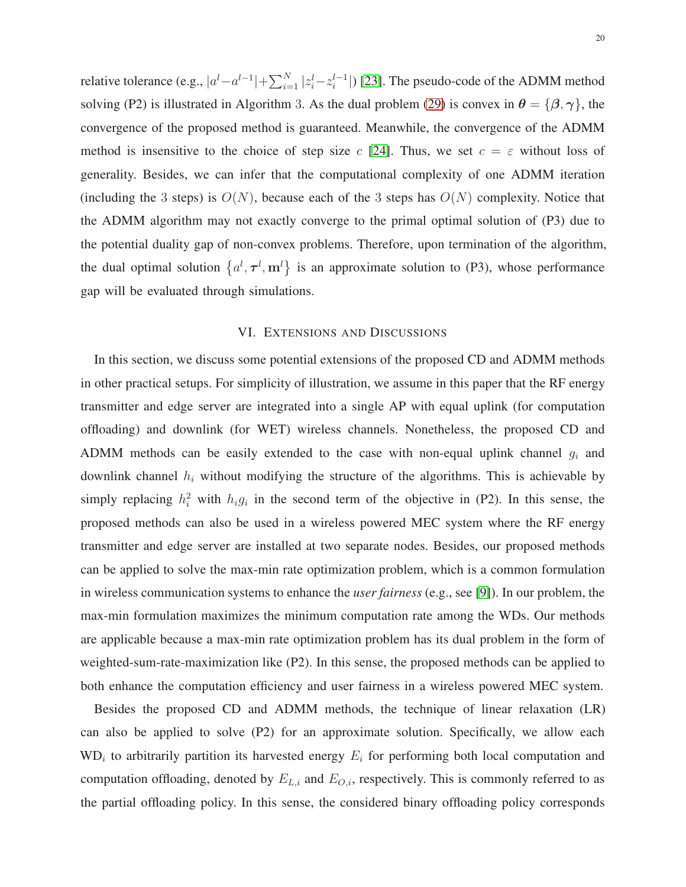relative tolerance (e.g., $|a^l - a^{l-1}| + \sum_{i=1}^{N} |z_i^l - z_i^{l-1}|$) [23]. The pseudo-code of the ADMM method solving (P2) is illustrated in Algorithm 3. As the dual problem (29) is convex in $\boldsymbol{\theta} = \{\boldsymbol{\beta}, \boldsymbol{\gamma}\}$, the convergence of the proposed method is guaranteed. Meanwhile, the convergence of the ADMM method is insensitive to the choice of step size $c$ [24]. Thus, we set $c = \varepsilon$ without loss of generality. Besides, we can infer that the computational complexity of one ADMM iteration (including the 3 steps) is $O(N)$, because each of the 3 steps has $O(N)$ complexity. Notice that the ADMM algorithm may not exactly converge to the primal optimal solution of (P3) due to the potential duality gap of non-convex problems. Therefore, upon termination of the algorithm, the dual optimal solution $\left\{a^l, \boldsymbol{\tau}^l, \mathbf{m}^l\right\}$ is an approximate solution to (P3), whose performance gap will be evaluated through simulations.

## VI. Extensions and Discussions

In this section, we discuss some potential extensions of the proposed CD and ADMM methods in other practical setups. For simplicity of illustration, we assume in this paper that the RF energy transmitter and edge server are integrated into a single AP with equal uplink (for computation offloading) and downlink (for WET) wireless channels. Nonetheless, the proposed CD and ADMM methods can be easily extended to the case with non-equal uplink channel $g_i$ and downlink channel $h_i$ without modifying the structure of the algorithms. This is achievable by simply replacing $h_i^2$ with $h_i g_i$ in the second term of the objective in (P2). In this sense, the proposed methods can also be used in a wireless powered MEC system where the RF energy transmitter and edge server are installed at two separate nodes. Besides, our proposed methods can be applied to solve the max-min rate optimization problem, which is a common formulation in wireless communication systems to enhance the *user fairness* (e.g., see [9]). In our problem, the max-min formulation maximizes the minimum computation rate among the WDs. Our methods are applicable because a max-min rate optimization problem has its dual problem in the form of weighted-sum-rate-maximization like (P2). In this sense, the proposed methods can be applied to both enhance the computation efficiency and user fairness in a wireless powered MEC system.

Besides the proposed CD and ADMM methods, the technique of linear relaxation (LR) can also be applied to solve (P2) for an approximate solution. Specifically, we allow each $\text{WD}_i$ to arbitrarily partition its harvested energy $E_i$ for performing both local computation and computation offloading, denoted by $E_{L,i}$ and $E_{O,i}$, respectively. This is commonly referred to as the partial offloading policy. In this sense, the considered binary offloading policy corresponds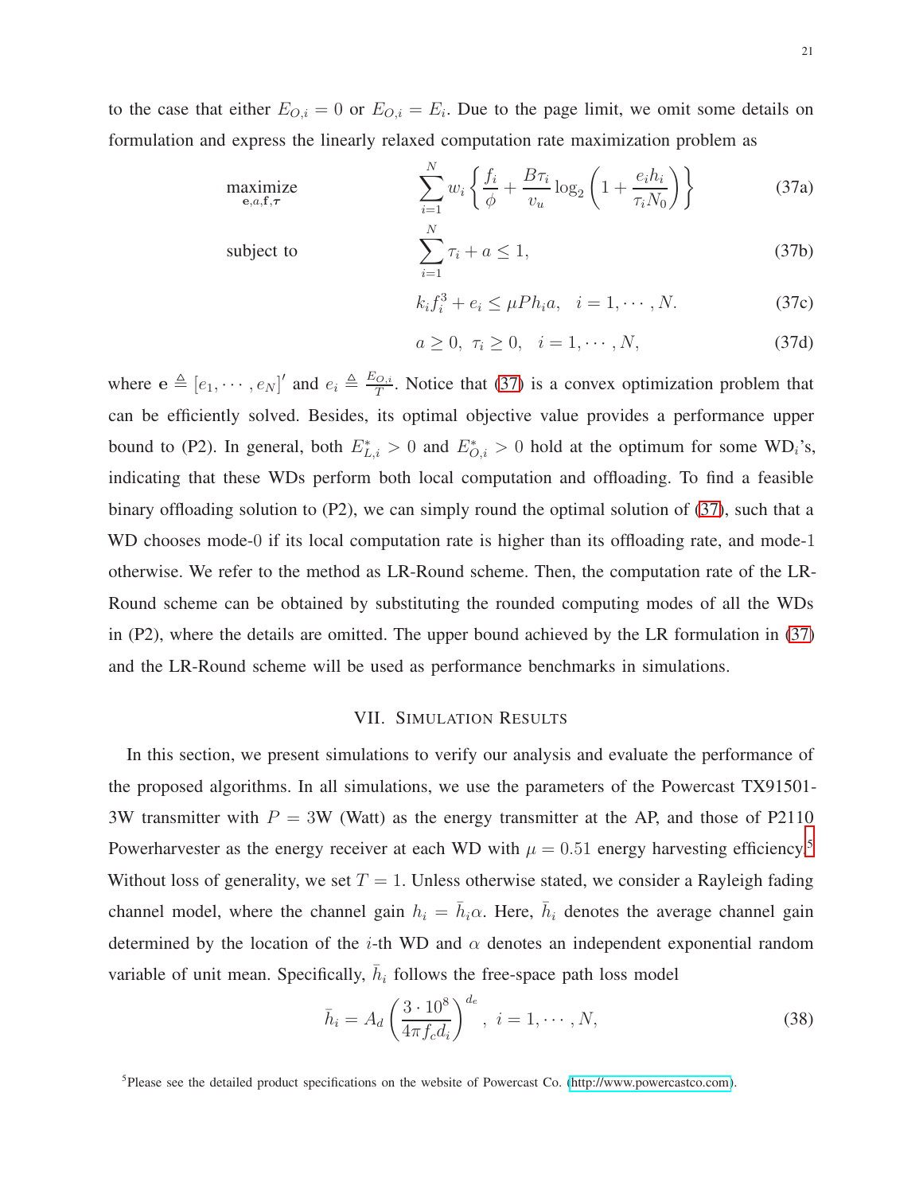to the case that either $E_{O,i} = 0$ or $E_{O,i} = E_i$. Due to the page limit, we omit some details on formulation and express the linearly relaxed computation rate maximization problem as

$$
\begin{aligned}
\underset{\mathbf{e}, a, \mathbf{f}, \boldsymbol{\tau}}{\text{maximize}} \quad & \sum_{i=1}^{N} w_i \left\{ \frac{f_i}{\phi} + \frac{B\tau_i}{v_u} \log_2 \left( 1 + \frac{e_i h_i}{\tau_i N_0} \right) \right\} && \text{(37a)} \\
\text{subject to} \quad & \sum_{i=1}^{N} \tau_i + a \leq 1, && \text{(37b)} \\
& k_i f_i^3 + e_i \leq \mu P h_i a, \quad i = 1, \cdots, N. && \text{(37c)} \\
& a \geq 0, \; \tau_i \geq 0, \quad i = 1, \cdots, N, && \text{(37d)}
\end{aligned}
$$

where $\mathbf{e} \triangleq [e_1, \cdots, e_N]'$ and $e_i \triangleq \frac{E_{O,i}}{T}$. Notice that (37) is a convex optimization problem that can be efficiently solved. Besides, its optimal objective value provides a performance upper bound to (P2). In general, both $E_{L,i}^* > 0$ and $E_{O,i}^* > 0$ hold at the optimum for some $\text{WD}_i$'s, indicating that these WDs perform both local computation and offloading. To find a feasible binary offloading solution to (P2), we can simply round the optimal solution of (37), such that a WD chooses mode-0 if its local computation rate is higher than its offloading rate, and mode-1 otherwise. We refer to the method as LR-Round scheme. Then, the computation rate of the LR-Round scheme can be obtained by substituting the rounded computing modes of all the WDs in (P2), where the details are omitted. The upper bound achieved by the LR formulation in (37) and the LR-Round scheme will be used as performance benchmarks in simulations.

## VII. Simulation Results

In this section, we present simulations to verify our analysis and evaluate the performance of the proposed algorithms. In all simulations, we use the parameters of the Powercast TX91501-3W transmitter with $P = 3\text{W}$ (Watt) as the energy transmitter at the AP, and those of P2110 Powerharvester as the energy receiver at each WD with $\mu = 0.51$ energy harvesting efficiency.[5] Without loss of generality, we set $T = 1$. Unless otherwise stated, we consider a Rayleigh fading channel model, where the channel gain $h_i = \bar{h}_i \alpha$. Here, $\bar{h}_i$ denotes the average channel gain determined by the location of the $i$-th WD and $\alpha$ denotes an independent exponential random variable of unit mean. Specifically, $\bar{h}_i$ follows the free-space path loss model

$$
\bar{h}_i = A_d \left( \frac{3 \cdot 10^8}{4\pi f_c d_i} \right)^{d_e}, \; i = 1, \cdots, N, \tag{38}
$$

[5] Please see the detailed product specifications on the website of Powercast Co. (http://www.powercastco.com).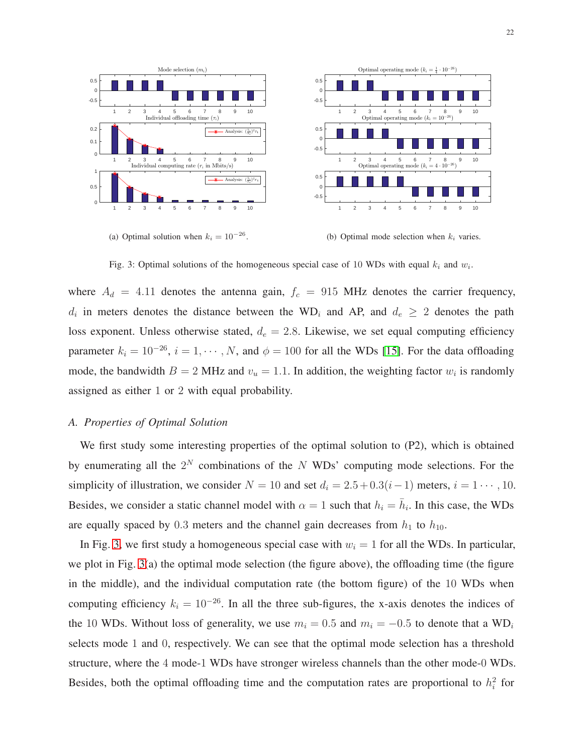(a) Optimal solution when $k_i = 10^{-26}$.

(b) Optimal mode selection when $k_i$ varies.

Fig. 3: Optimal solutions of the homogeneous special case of 10 WDs with equal $k_i$ and $w_i$.

where $A_d = 4.11$ denotes the antenna gain, $f_c = 915$ MHz denotes the carrier frequency, $d_i$ in meters denotes the distance between the $\text{WD}_i$ and AP, and $d_e \geq 2$ denotes the path loss exponent. Unless otherwise stated, $d_e = 2.8$. Likewise, we set equal computing efficiency parameter $k_i = 10^{-26}$, $i = 1, \cdots, N$, and $\phi = 100$ for all the WDs [15]. For the data offloading mode, the bandwidth $B = 2$ MHz and $v_u = 1.1$. In addition, the weighting factor $w_i$ is randomly assigned as either 1 or 2 with equal probability.

## A. Properties of Optimal Solution

We first study some interesting properties of the optimal solution to (P2), which is obtained by enumerating all the $2^N$ combinations of the $N$ WDs' computing mode selections. For the simplicity of illustration, we consider $N = 10$ and set $d_i = 2.5 + 0.3(i-1)$ meters, $i = 1 \cdots, 10$. Besides, we consider a static channel model with $\alpha = 1$ such that $h_i = \bar{h}_i$. In this case, the WDs are equally spaced by 0.3 meters and the channel gain decreases from $h_1$ to $h_{10}$.

In Fig. 3, we first study a homogeneous special case with $w_i = 1$ for all the WDs. In particular, we plot in Fig. 3(a) the optimal mode selection (the figure above), the offloading time (the figure in the middle), and the individual computation rate (the bottom figure) of the 10 WDs when computing efficiency $k_i = 10^{-26}$. In all the three sub-figures, the x-axis denotes the indices of the 10 WDs. Without loss of generality, we use $m_i = 0.5$ and $m_i = -0.5$ to denote that a $\text{WD}_i$ selects mode 1 and 0, respectively. We can see that the optimal mode selection has a threshold structure, where the 4 mode-1 WDs have stronger wireless channels than the other mode-0 WDs. Besides, both the optimal offloading time and the computation rates are proportional to $h_i^2$ for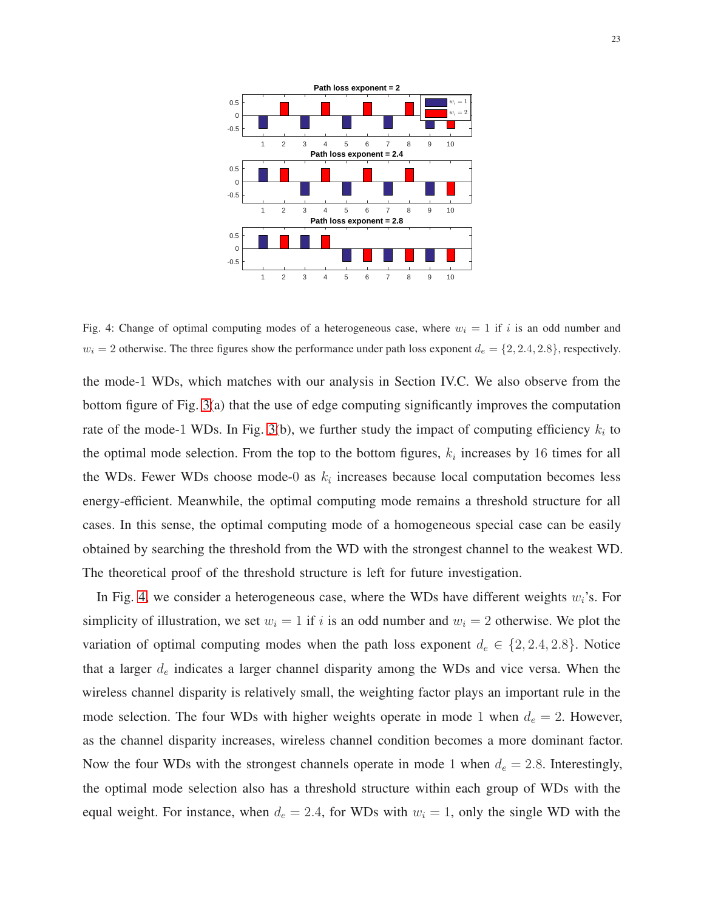Fig. 4: Change of optimal computing modes of a heterogeneous case, where $w_i = 1$ if $i$ is an odd number and $w_i = 2$ otherwise. The three figures show the performance under path loss exponent $d_e = \{2, 2.4, 2.8\}$, respectively.

the mode-1 WDs, which matches with our analysis in Section IV.C. We also observe from the bottom figure of Fig. 3(a) that the use of edge computing significantly improves the computation rate of the mode-1 WDs. In Fig. 3(b), we further study the impact of computing efficiency $k_i$ to the optimal mode selection. From the top to the bottom figures, $k_i$ increases by 16 times for all the WDs. Fewer WDs choose mode-0 as $k_i$ increases because local computation becomes less energy-efficient. Meanwhile, the optimal computing mode remains a threshold structure for all cases. In this sense, the optimal computing mode of a homogeneous special case can be easily obtained by searching the threshold from the WD with the strongest channel to the weakest WD. The theoretical proof of the threshold structure is left for future investigation.

In Fig. 4, we consider a heterogeneous case, where the WDs have different weights $w_i$'s. For simplicity of illustration, we set $w_i = 1$ if $i$ is an odd number and $w_i = 2$ otherwise. We plot the variation of optimal computing modes when the path loss exponent $d_e \in \{2, 2.4, 2.8\}$. Notice that a larger $d_e$ indicates a larger channel disparity among the WDs and vice versa. When the wireless channel disparity is relatively small, the weighting factor plays an important rule in the mode selection. The four WDs with higher weights operate in mode 1 when $d_e = 2$. However, as the channel disparity increases, wireless channel condition becomes a more dominant factor. Now the four WDs with the strongest channels operate in mode 1 when $d_e = 2.8$. Interestingly, the optimal mode selection also has a threshold structure within each group of WDs with the equal weight. For instance, when $d_e = 2.4$, for WDs with $w_i = 1$, only the single WD with the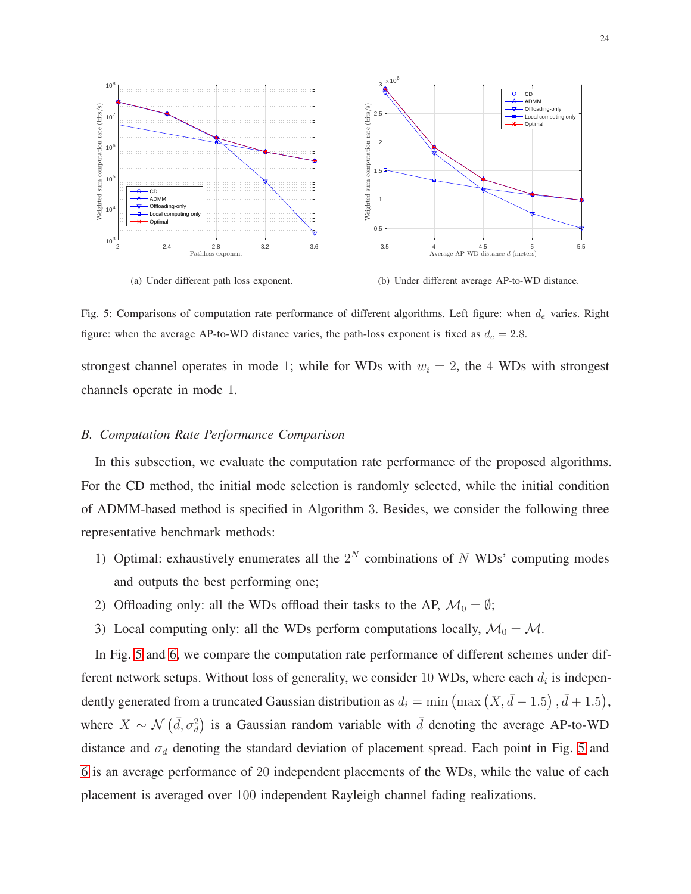(a) Under different path loss exponent.

(b) Under different average AP-to-WD distance.

Fig. 5: Comparisons of computation rate performance of different algorithms. Left figure: when $d_e$ varies. Right figure: when the average AP-to-WD distance varies, the path-loss exponent is fixed as $d_e = 2.8$.

strongest channel operates in mode 1; while for WDs with $w_i = 2$, the 4 WDs with strongest channels operate in mode 1.

### *B. Computation Rate Performance Comparison*

In this subsection, we evaluate the computation rate performance of the proposed algorithms. For the CD method, the initial mode selection is randomly selected, while the initial condition of ADMM-based method is specified in Algorithm 3. Besides, we consider the following three representative benchmark methods:

1) Optimal: exhaustively enumerates all the $2^N$ combinations of $N$ WDs' computing modes and outputs the best performing one;
2) Offloading only: all the WDs offload their tasks to the AP, $\mathcal{M}_0 = \emptyset$;
3) Local computing only: all the WDs perform computations locally, $\mathcal{M}_0 = \mathcal{M}$.

In Fig. 5 and 6, we compare the computation rate performance of different schemes under different network setups. Without loss of generality, we consider 10 WDs, where each $d_i$ is independently generated from a truncated Gaussian distribution as $d_i = \min\left(\max\left(X, \bar{d} - 1.5\right), \bar{d} + 1.5\right)$, where $X \sim \mathcal{N}\left(\bar{d}, \sigma_d^2\right)$ is a Gaussian random variable with $\bar{d}$ denoting the average AP-to-WD distance and $\sigma_d$ denoting the standard deviation of placement spread. Each point in Fig. 5 and 6 is an average performance of 20 independent placements of the WDs, while the value of each placement is averaged over 100 independent Rayleigh channel fading realizations.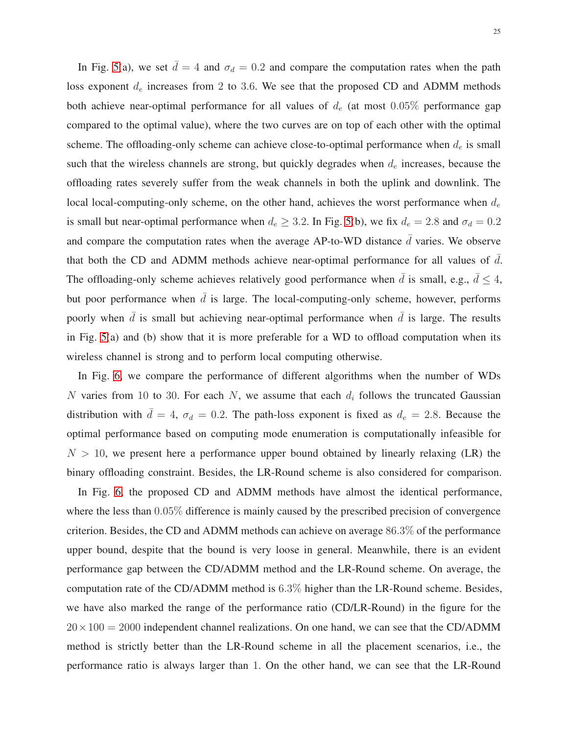In Fig. 5(a), we set $\bar{d} = 4$ and $\sigma_d = 0.2$ and compare the computation rates when the path loss exponent $d_e$ increases from 2 to 3.6. We see that the proposed CD and ADMM methods both achieve near-optimal performance for all values of $d_e$ (at most $0.05\%$ performance gap compared to the optimal value), where the two curves are on top of each other with the optimal scheme. The offloading-only scheme can achieve close-to-optimal performance when $d_e$ is small such that the wireless channels are strong, but quickly degrades when $d_e$ increases, because the offloading rates severely suffer from the weak channels in both the uplink and downlink. The local local-computing-only scheme, on the other hand, achieves the worst performance when $d_e$ is small but near-optimal performance when $d_e \geq 3.2$. In Fig. 5(b), we fix $d_e = 2.8$ and $\sigma_d = 0.2$ and compare the computation rates when the average AP-to-WD distance $\bar{d}$ varies. We observe that both the CD and ADMM methods achieve near-optimal performance for all values of $\bar{d}$. The offloading-only scheme achieves relatively good performance when $\bar{d}$ is small, e.g., $\bar{d} \leq 4$, but poor performance when $\bar{d}$ is large. The local-computing-only scheme, however, performs poorly when $\bar{d}$ is small but achieving near-optimal performance when $\bar{d}$ is large. The results in Fig. 5(a) and (b) show that it is more preferable for a WD to offload computation when its wireless channel is strong and to perform local computing otherwise.

In Fig. 6, we compare the performance of different algorithms when the number of WDs $N$ varies from 10 to 30. For each $N$, we assume that each $d_i$ follows the truncated Gaussian distribution with $\bar{d} = 4$, $\sigma_d = 0.2$. The path-loss exponent is fixed as $d_e = 2.8$. Because the optimal performance based on computing mode enumeration is computationally infeasible for $N > 10$, we present here a performance upper bound obtained by linearly relaxing (LR) the binary offloading constraint. Besides, the LR-Round scheme is also considered for comparison.

In Fig. 6, the proposed CD and ADMM methods have almost the identical performance, where the less than $0.05\%$ difference is mainly caused by the prescribed precision of convergence criterion. Besides, the CD and ADMM methods can achieve on average $86.3\%$ of the performance upper bound, despite that the bound is very loose in general. Meanwhile, there is an evident performance gap between the CD/ADMM method and the LR-Round scheme. On average, the computation rate of the CD/ADMM method is $6.3\%$ higher than the LR-Round scheme. Besides, we have also marked the range of the performance ratio (CD/LR-Round) in the figure for the $20 \times 100 = 2000$ independent channel realizations. On one hand, we can see that the CD/ADMM method is strictly better than the LR-Round scheme in all the placement scenarios, i.e., the performance ratio is always larger than 1. On the other hand, we can see that the LR-Round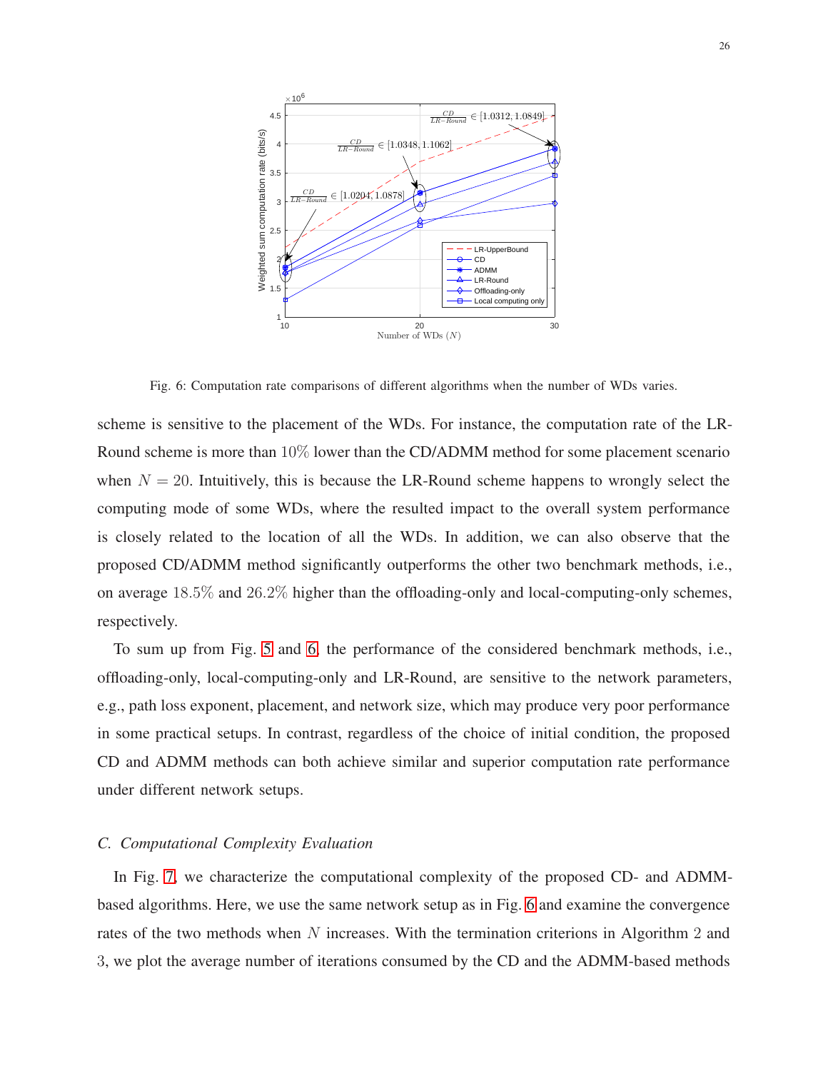Fig. 6: Computation rate comparisons of different algorithms when the number of WDs varies.

scheme is sensitive to the placement of the WDs. For instance, the computation rate of the LR-Round scheme is more than $10\%$ lower than the CD/ADMM method for some placement scenario when $N = 20$. Intuitively, this is because the LR-Round scheme happens to wrongly select the computing mode of some WDs, where the resulted impact to the overall system performance is closely related to the location of all the WDs. In addition, we can also observe that the proposed CD/ADMM method significantly outperforms the other two benchmark methods, i.e., on average $18.5\%$ and $26.2\%$ higher than the offloading-only and local-computing-only schemes, respectively.

To sum up from Fig. 5 and 6, the performance of the considered benchmark methods, i.e., offloading-only, local-computing-only and LR-Round, are sensitive to the network parameters, e.g., path loss exponent, placement, and network size, which may produce very poor performance in some practical setups. In contrast, regardless of the choice of initial condition, the proposed CD and ADMM methods can both achieve similar and superior computation rate performance under different network setups.

### *C. Computational Complexity Evaluation*

In Fig. 7, we characterize the computational complexity of the proposed CD- and ADMM-based algorithms. Here, we use the same network setup as in Fig. 6 and examine the convergence rates of the two methods when $N$ increases. With the termination criterions in Algorithm 2 and 3, we plot the average number of iterations consumed by the CD and the ADMM-based methods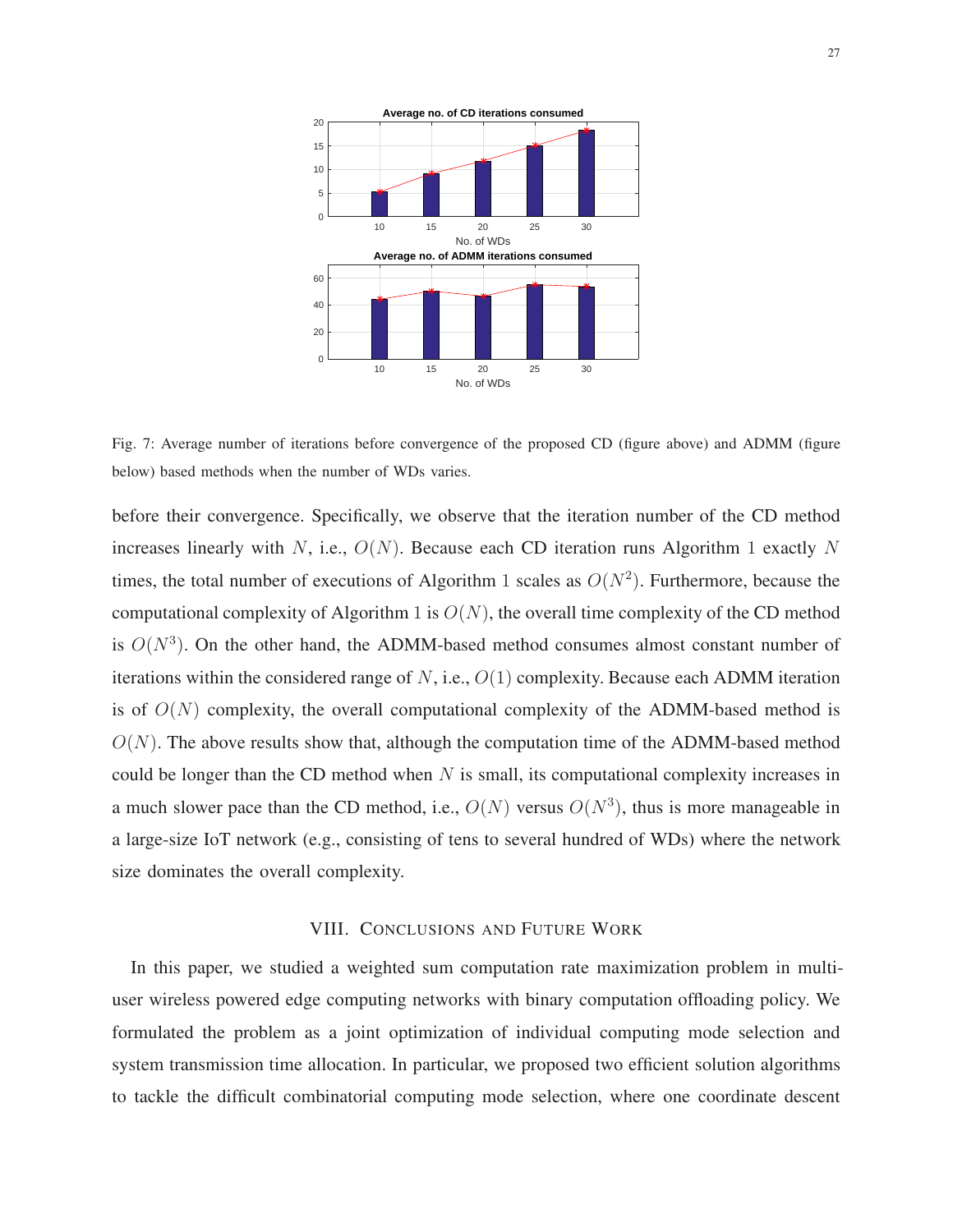Fig. 7: Average number of iterations before convergence of the proposed CD (figure above) and ADMM (figure below) based methods when the number of WDs varies.

before their convergence. Specifically, we observe that the iteration number of the CD method increases linearly with $N$, i.e., $O(N)$. Because each CD iteration runs Algorithm 1 exactly $N$ times, the total number of executions of Algorithm 1 scales as $O(N^2)$. Furthermore, because the computational complexity of Algorithm 1 is $O(N)$, the overall time complexity of the CD method is $O(N^3)$. On the other hand, the ADMM-based method consumes almost constant number of iterations within the considered range of $N$, i.e., $O(1)$ complexity. Because each ADMM iteration is of $O(N)$ complexity, the overall computational complexity of the ADMM-based method is $O(N)$. The above results show that, although the computation time of the ADMM-based method could be longer than the CD method when $N$ is small, its computational complexity increases in a much slower pace than the CD method, i.e., $O(N)$ versus $O(N^3)$, thus is more manageable in a large-size IoT network (e.g., consisting of tens to several hundred of WDs) where the network size dominates the overall complexity.

## VIII. Conclusions and Future Work

In this paper, we studied a weighted sum computation rate maximization problem in multi-user wireless powered edge computing networks with binary computation offloading policy. We formulated the problem as a joint optimization of individual computing mode selection and system transmission time allocation. In particular, we proposed two efficient solution algorithms to tackle the difficult combinatorial computing mode selection, where one coordinate descent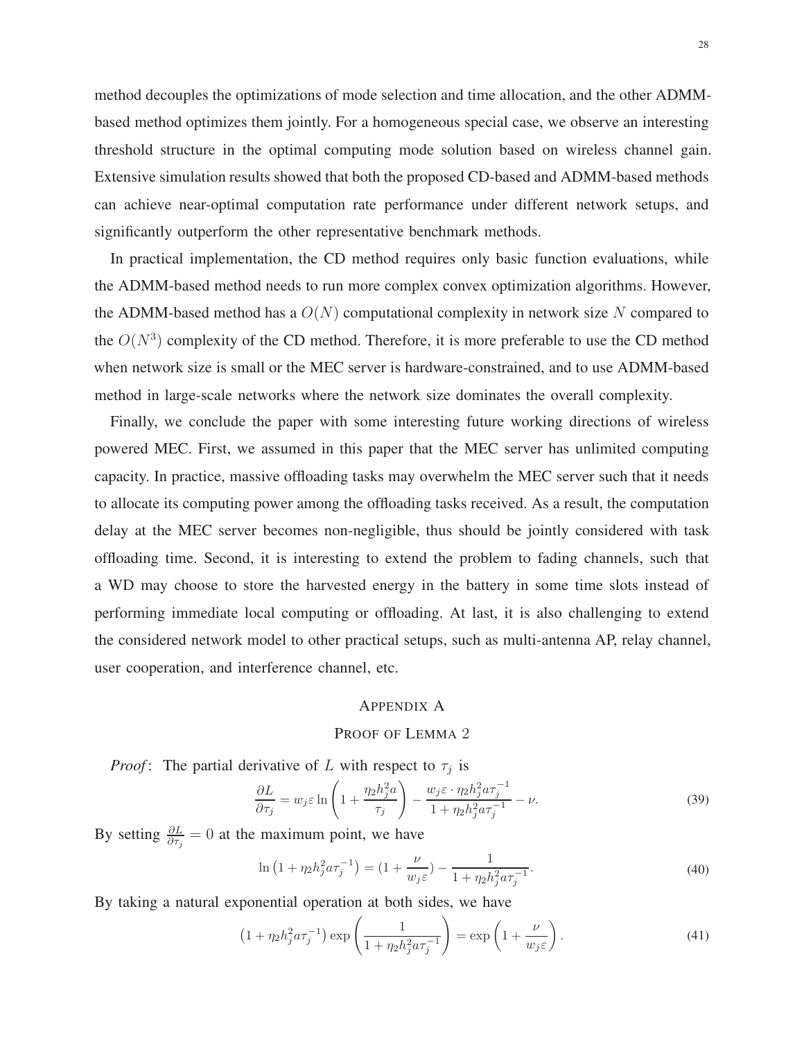method decouples the optimizations of mode selection and time allocation, and the other ADMM-based method optimizes them jointly. For a homogeneous special case, we observe an interesting threshold structure in the optimal computing mode solution based on wireless channel gain. Extensive simulation results showed that both the proposed CD-based and ADMM-based methods can achieve near-optimal computation rate performance under different network setups, and significantly outperform the other representative benchmark methods.

In practical implementation, the CD method requires only basic function evaluations, while the ADMM-based method needs to run more complex convex optimization algorithms. However, the ADMM-based method has a $O(N)$ computational complexity in network size $N$ compared to the $O(N^3)$ complexity of the CD method. Therefore, it is more preferable to use the CD method when network size is small or the MEC server is hardware-constrained, and to use ADMM-based method in large-scale networks where the network size dominates the overall complexity.

Finally, we conclude the paper with some interesting future working directions of wireless powered MEC. First, we assumed in this paper that the MEC server has unlimited computing capacity. In practice, massive offloading tasks may overwhelm the MEC server such that it needs to allocate its computing power among the offloading tasks received. As a result, the computation delay at the MEC server becomes non-negligible, thus should be jointly considered with task offloading time. Second, it is interesting to extend the problem to fading channels, such that a WD may choose to store the harvested energy in the battery in some time slots instead of performing immediate local computing or offloading. At last, it is also challenging to extend the considered network model to other practical setups, such as multi-antenna AP, relay channel, user cooperation, and interference channel, etc.

# Appendix A
## Proof of Lemma 2

*Proof*: The partial derivative of $L$ with respect to $\tau_j$ is

$$\frac{\partial L}{\partial \tau_j} = w_j \varepsilon \ln\left(1 + \frac{\eta_2 h_j^2 a}{\tau_j}\right) - \frac{w_j \varepsilon \cdot \eta_2 h_j^2 a \tau_j^{-1}}{1 + \eta_2 h_j^2 a \tau_j^{-1}} - \nu. \tag{39}$$

By setting $\frac{\partial L}{\partial \tau_j} = 0$ at the maximum point, we have

$$\ln\left(1 + \eta_2 h_j^2 a \tau_j^{-1}\right) = \left(1 + \frac{\nu}{w_j \varepsilon}\right) - \frac{1}{1 + \eta_2 h_j^2 a \tau_j^{-1}}. \tag{40}$$

By taking a natural exponential operation at both sides, we have

$$\left(1 + \eta_2 h_j^2 a \tau_j^{-1}\right) \exp\left(\frac{1}{1 + \eta_2 h_j^2 a \tau_j^{-1}}\right) = \exp\left(1 + \frac{\nu}{w_j \varepsilon}\right). \tag{41}$$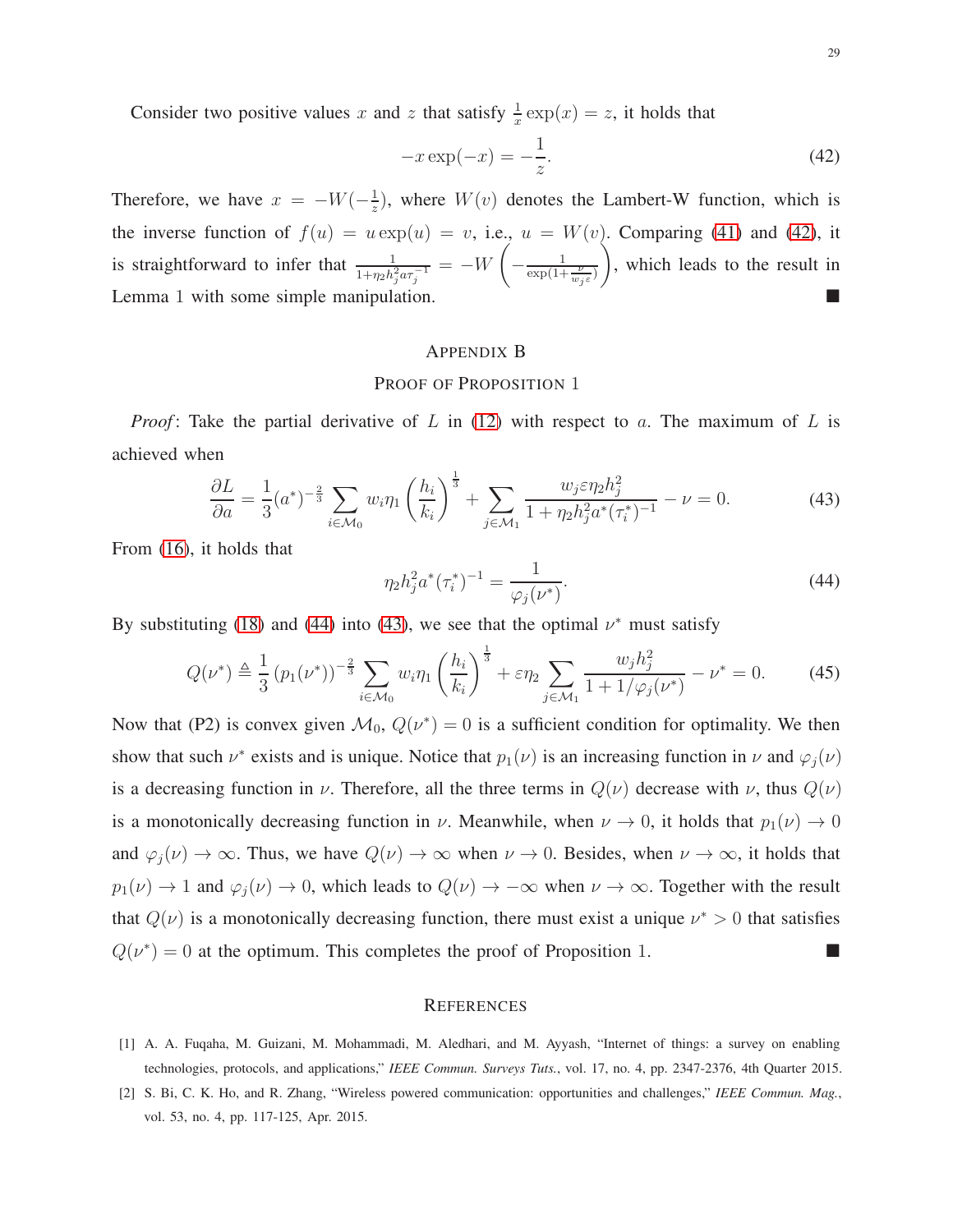Consider two positive values $x$ and $z$ that satisfy $\frac{1}{x}\exp(x) = z$, it holds that

$$-x\exp(-x) = -\frac{1}{z}. \tag{42}$$

Therefore, we have $x = -W(-\frac{1}{z})$, where $W(v)$ denotes the Lambert-W function, which is the inverse function of $f(u) = u\exp(u) = v$, i.e., $u = W(v)$. Comparing (41) and (42), it is straightforward to infer that $\frac{1}{1+\eta_2 h_j^2 a\tau_j^{-1}} = -W\left(-\frac{1}{\exp(1+\frac{\nu}{w_j\varepsilon})}\right)$, which leads to the result in Lemma 1 with some simple manipulation. ■

## Appendix B

## Proof of Proposition 1

*Proof*: Take the partial derivative of $L$ in (12) with respect to $a$. The maximum of $L$ is achieved when

$$\frac{\partial L}{\partial a} = \frac{1}{3}(a^*)^{-\frac{2}{3}} \sum_{i\in\mathcal{M}_0} w_i\eta_1 \left(\frac{h_i}{k_i}\right)^{\frac{1}{3}} + \sum_{j\in\mathcal{M}_1} \frac{w_j\varepsilon\eta_2 h_j^2}{1+\eta_2 h_j^2 a^*(\tau_i^*)^{-1}} - \nu = 0. \tag{43}$$

From (16), it holds that

$$\eta_2 h_j^2 a^*(\tau_i^*)^{-1} = \frac{1}{\varphi_j(\nu^*)}. \tag{44}$$

By substituting (18) and (44) into (43), we see that the optimal $\nu^*$ must satisfy

$$Q(\nu^*) \triangleq \frac{1}{3}\left(p_1(\nu^*)\right)^{-\frac{2}{3}} \sum_{i\in\mathcal{M}_0} w_i\eta_1 \left(\frac{h_i}{k_i}\right)^{\frac{1}{3}} + \varepsilon\eta_2 \sum_{j\in\mathcal{M}_1} \frac{w_j h_j^2}{1+1/\varphi_j(\nu^*)} - \nu^* = 0. \tag{45}$$

Now that (P2) is convex given $\mathcal{M}_0$, $Q(\nu^*) = 0$ is a sufficient condition for optimality. We then show that such $\nu^*$ exists and is unique. Notice that $p_1(\nu)$ is an increasing function in $\nu$ and $\varphi_j(\nu)$ is a decreasing function in $\nu$. Therefore, all the three terms in $Q(\nu)$ decrease with $\nu$, thus $Q(\nu)$ is a monotonically decreasing function in $\nu$. Meanwhile, when $\nu \to 0$, it holds that $p_1(\nu) \to 0$ and $\varphi_j(\nu) \to \infty$. Thus, we have $Q(\nu) \to \infty$ when $\nu \to 0$. Besides, when $\nu \to \infty$, it holds that $p_1(\nu) \to 1$ and $\varphi_j(\nu) \to 0$, which leads to $Q(\nu) \to -\infty$ when $\nu \to \infty$. Together with the result that $Q(\nu)$ is a monotonically decreasing function, there must exist a unique $\nu^* > 0$ that satisfies $Q(\nu^*) = 0$ at the optimum. This completes the proof of Proposition 1. ■

## References

[1] A. A. Fuqaha, M. Guizani, M. Mohammadi, M. Aledhari, and M. Ayyash, "Internet of things: a survey on enabling technologies, protocols, and applications," *IEEE Commun. Surveys Tuts.*, vol. 17, no. 4, pp. 2347-2376, 4th Quarter 2015.

[2] S. Bi, C. K. Ho, and R. Zhang, "Wireless powered communication: opportunities and challenges," *IEEE Commun. Mag.*, vol. 53, no. 4, pp. 117-125, Apr. 2015.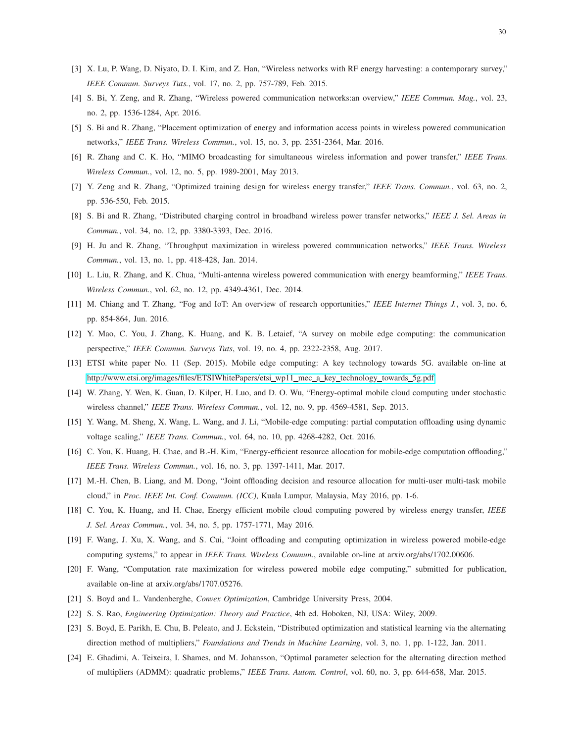[3] X. Lu, P. Wang, D. Niyato, D. I. Kim, and Z. Han, "Wireless networks with RF energy harvesting: a contemporary survey," *IEEE Commun. Surveys Tuts.*, vol. 17, no. 2, pp. 757-789, Feb. 2015.

[4] S. Bi, Y. Zeng, and R. Zhang, "Wireless powered communication networks:an overview," *IEEE Commun. Mag.*, vol. 23, no. 2, pp. 1536-1284, Apr. 2016.

[5] S. Bi and R. Zhang, "Placement optimization of energy and information access points in wireless powered communication networks," *IEEE Trans. Wireless Commun.*, vol. 15, no. 3, pp. 2351-2364, Mar. 2016.

[6] R. Zhang and C. K. Ho, "MIMO broadcasting for simultaneous wireless information and power transfer," *IEEE Trans. Wireless Commun.*, vol. 12, no. 5, pp. 1989-2001, May 2013.

[7] Y. Zeng and R. Zhang, "Optimized training design for wireless energy transfer," *IEEE Trans. Commun.*, vol. 63, no. 2, pp. 536-550, Feb. 2015.

[8] S. Bi and R. Zhang, "Distributed charging control in broadband wireless power transfer networks," *IEEE J. Sel. Areas in Commun.*, vol. 34, no. 12, pp. 3380-3393, Dec. 2016.

[9] H. Ju and R. Zhang, "Throughput maximization in wireless powered communication networks," *IEEE Trans. Wireless Commun.*, vol. 13, no. 1, pp. 418-428, Jan. 2014.

[10] L. Liu, R. Zhang, and K. Chua, "Multi-antenna wireless powered communication with energy beamforming," *IEEE Trans. Wireless Commun.*, vol. 62, no. 12, pp. 4349-4361, Dec. 2014.

[11] M. Chiang and T. Zhang, "Fog and IoT: An overview of research opportunities," *IEEE Internet Things J.*, vol. 3, no. 6, pp. 854-864, Jun. 2016.

[12] Y. Mao, C. You, J. Zhang, K. Huang, and K. B. Letaief, "A survey on mobile edge computing: the communication perspective," *IEEE Commun. Surveys Tuts*, vol. 19, no. 4, pp. 2322-2358, Aug. 2017.

[13] ETSI white paper No. 11 (Sep. 2015). Mobile edge computing: A key technology towards 5G. available on-line at http://www.etsi.org/images/files/ETSIWhitePapers/etsi_wp11_mec_a_key_technology_towards_5g.pdf

[14] W. Zhang, Y. Wen, K. Guan, D. Kilper, H. Luo, and D. O. Wu, "Energy-optimal mobile cloud computing under stochastic wireless channel," *IEEE Trans. Wireless Commun.*, vol. 12, no. 9, pp. 4569-4581, Sep. 2013.

[15] Y. Wang, M. Sheng, X. Wang, L. Wang, and J. Li, "Mobile-edge computing: partial computation offloading using dynamic voltage scaling," *IEEE Trans. Commun.*, vol. 64, no. 10, pp. 4268-4282, Oct. 2016.

[16] C. You, K. Huang, H. Chae, and B.-H. Kim, "Energy-efficient resource allocation for mobile-edge computation offloading," *IEEE Trans. Wireless Commun.*, vol. 16, no. 3, pp. 1397-1411, Mar. 2017.

[17] M.-H. Chen, B. Liang, and M. Dong, "Joint offloading decision and resource allocation for multi-user multi-task mobile cloud," in *Proc. IEEE Int. Conf. Commun. (ICC)*, Kuala Lumpur, Malaysia, May 2016, pp. 1-6.

[18] C. You, K. Huang, and H. Chae, Energy efficient mobile cloud computing powered by wireless energy transfer, *IEEE J. Sel. Areas Commun.*, vol. 34, no. 5, pp. 1757-1771, May 2016.

[19] F. Wang, J. Xu, X. Wang, and S. Cui, "Joint offloading and computing optimization in wireless powered mobile-edge computing systems," to appear in *IEEE Trans. Wireless Commun.*, available on-line at arxiv.org/abs/1702.00606.

[20] F. Wang, "Computation rate maximization for wireless powered mobile edge computing," submitted for publication, available on-line at arxiv.org/abs/1707.05276.

[21] S. Boyd and L. Vandenberghe, *Convex Optimization*, Cambridge University Press, 2004.

[22] S. S. Rao, *Engineering Optimization: Theory and Practice*, 4th ed. Hoboken, NJ, USA: Wiley, 2009.

[23] S. Boyd, E. Parikh, E. Chu, B. Peleato, and J. Eckstein, "Distributed optimization and statistical learning via the alternating direction method of multipliers," *Foundations and Trends in Machine Learning*, vol. 3, no. 1, pp. 1-122, Jan. 2011.

[24] E. Ghadimi, A. Teixeira, I. Shames, and M. Johansson, "Optimal parameter selection for the alternating direction method of multipliers (ADMM): quadratic problems," *IEEE Trans. Autom. Control*, vol. 60, no. 3, pp. 644-658, Mar. 2015.